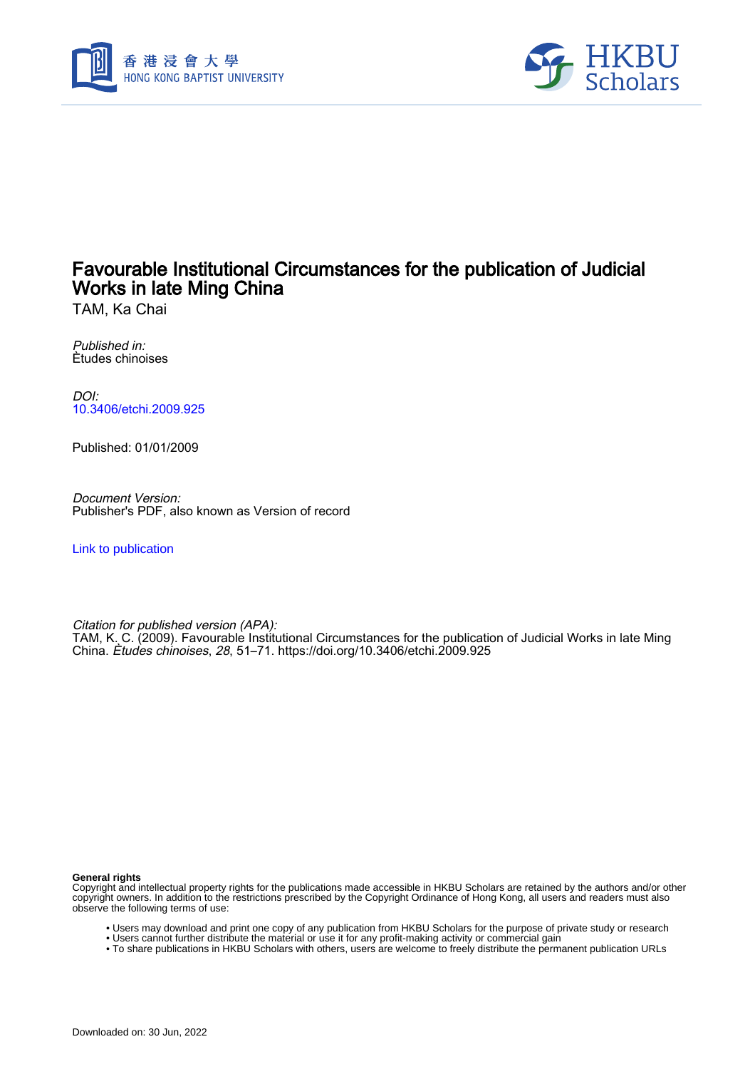# Favourable Institutional Circumstances for the publication of Judicial Works in late Ming China

TAM, Ka Chai

*Published in:*
Ètudes chinoises

*DOI:*
10.3406/etchi.2009.925

Published: 01/01/2009

*Document Version:*
Publisher's PDF, also known as Version of record

Link to publication

*Citation for published version (APA):*
TAM, K. C. (2009). Favourable Institutional Circumstances for the publication of Judicial Works in late Ming China. *Ètudes chinoises*, *28*, 51–71. https://doi.org/10.3406/etchi.2009.925

**General rights**
Copyright and intellectual property rights for the publications made accessible in HKBU Scholars are retained by the authors and/or other copyright owners. In addition to the restrictions prescribed by the Copyright Ordinance of Hong Kong, all users and readers must also observe the following terms of use:

- Users may download and print one copy of any publication from HKBU Scholars for the purpose of private study or research
- Users cannot further distribute the material or use it for any profit-making activity or commercial gain
- To share publications in HKBU Scholars with others, users are welcome to freely distribute the permanent publication URLs

Downloaded on: 30 Jun, 2022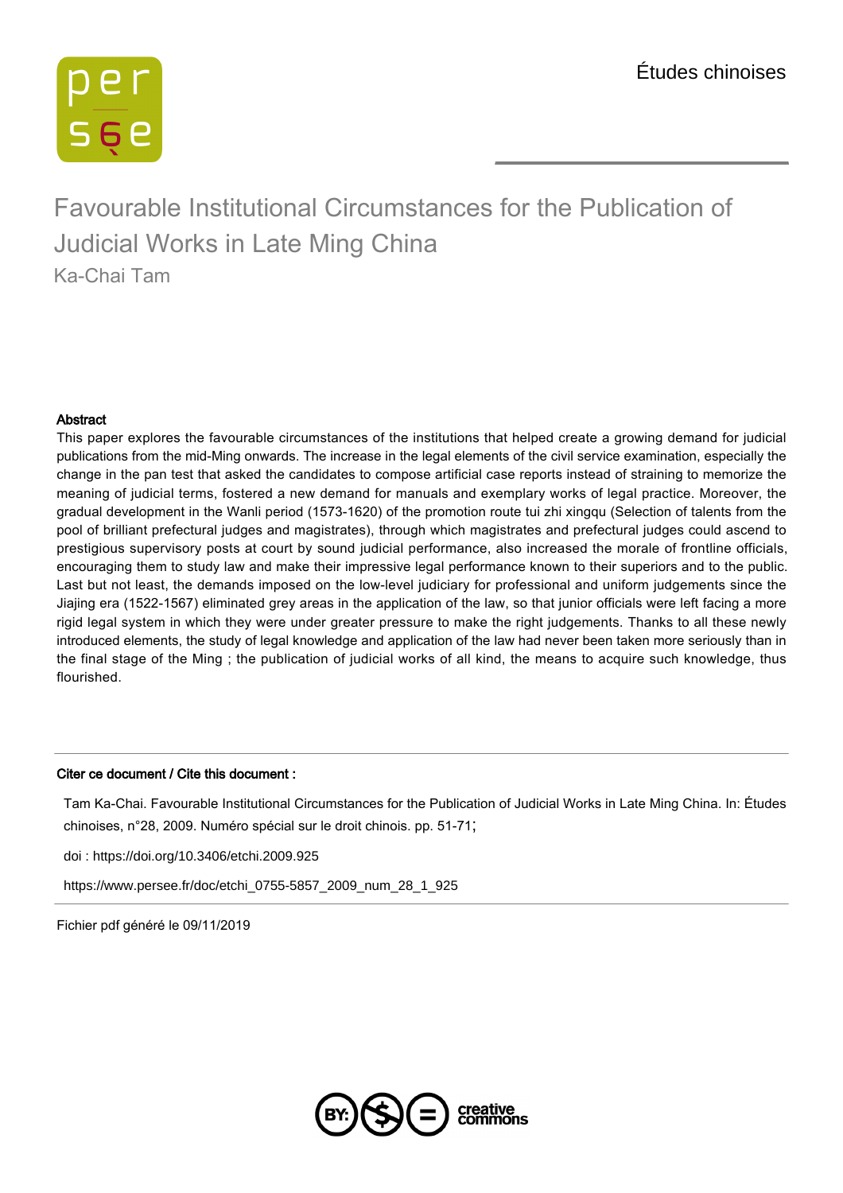Études chinoises

# Favourable Institutional Circumstances for the Publication of Judicial Works in Late Ming China

Ka-Chai Tam

**Abstract**

This paper explores the favourable circumstances of the institutions that helped create a growing demand for judicial publications from the mid-Ming onwards. The increase in the legal elements of the civil service examination, especially the change in the pan test that asked the candidates to compose artificial case reports instead of straining to memorize the meaning of judicial terms, fostered a new demand for manuals and exemplary works of legal practice. Moreover, the gradual development in the Wanli period (1573-1620) of the promotion route tui zhi xingqu (Selection of talents from the pool of brilliant prefectural judges and magistrates), through which magistrates and prefectural judges could ascend to prestigious supervisory posts at court by sound judicial performance, also increased the morale of frontline officials, encouraging them to study law and make their impressive legal performance known to their superiors and to the public. Last but not least, the demands imposed on the low-level judiciary for professional and uniform judgements since the Jiajing era (1522-1567) eliminated grey areas in the application of the law, so that junior officials were left facing a more rigid legal system in which they were under greater pressure to make the right judgements. Thanks to all these newly introduced elements, the study of legal knowledge and application of the law had never been taken more seriously than in the final stage of the Ming ; the publication of judicial works of all kind, the means to acquire such knowledge, thus flourished.

**Citer ce document / Cite this document :**

Tam Ka-Chai. Favourable Institutional Circumstances for the Publication of Judicial Works in Late Ming China. In: Études chinoises, n°28, 2009. Numéro spécial sur le droit chinois. pp. 51-71;

doi : https://doi.org/10.3406/etchi.2009.925

https://www.persee.fr/doc/etchi_0755-5857_2009_num_28_1_925

Fichier pdf généré le 09/11/2019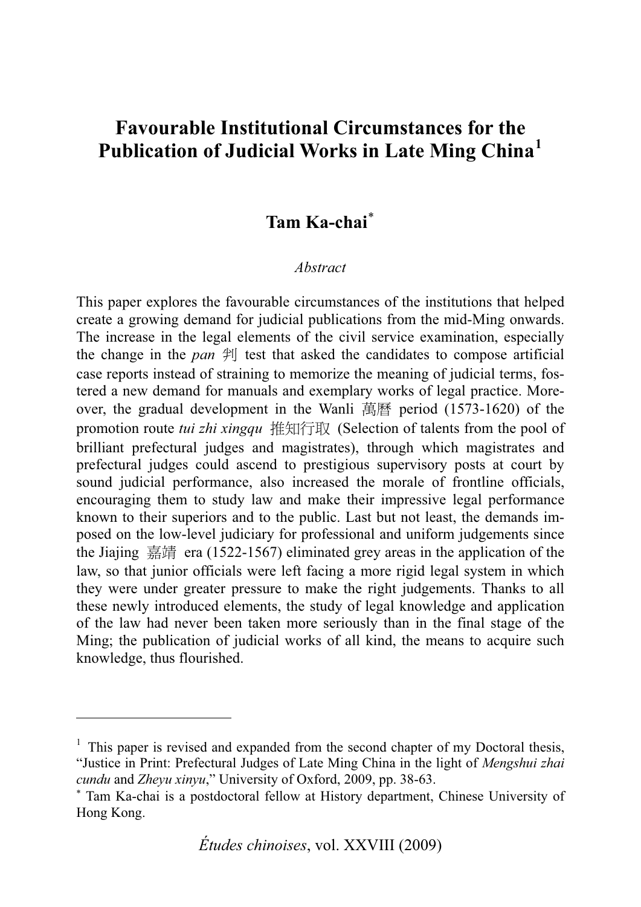# Favourable Institutional Circumstances for the Publication of Judicial Works in Late Ming China[1]

## Tam Ka-chai[*]

*Abstract*

This paper explores the favourable circumstances of the institutions that helped create a growing demand for judicial publications from the mid-Ming onwards. The increase in the legal elements of the civil service examination, especially the change in the *pan* 判 test that asked the candidates to compose artificial case reports instead of straining to memorize the meaning of judicial terms, fostered a new demand for manuals and exemplary works of legal practice. Moreover, the gradual development in the Wanli 萬曆 period (1573-1620) of the promotion route *tui zhi xingqu* 推知行取 (Selection of talents from the pool of brilliant prefectural judges and magistrates), through which magistrates and prefectural judges could ascend to prestigious supervisory posts at court by sound judicial performance, also increased the morale of frontline officials, encouraging them to study law and make their impressive legal performance known to their superiors and to the public. Last but not least, the demands imposed on the low-level judiciary for professional and uniform judgements since the Jiajing 嘉靖 era (1522-1567) eliminated grey areas in the application of the law, so that junior officials were left facing a more rigid legal system in which they were under greater pressure to make the right judgements. Thanks to all these newly introduced elements, the study of legal knowledge and application of the law had never been taken more seriously than in the final stage of the Ming; the publication of judicial works of all kind, the means to acquire such knowledge, thus flourished.

---

[1] This paper is revised and expanded from the second chapter of my Doctoral thesis, "Justice in Print: Prefectural Judges of Late Ming China in the light of *Mengshui zhai cundu* and *Zheyu xinyu*," University of Oxford, 2009, pp. 38-63.

[*] Tam Ka-chai is a postdoctoral fellow at History department, Chinese University of Hong Kong.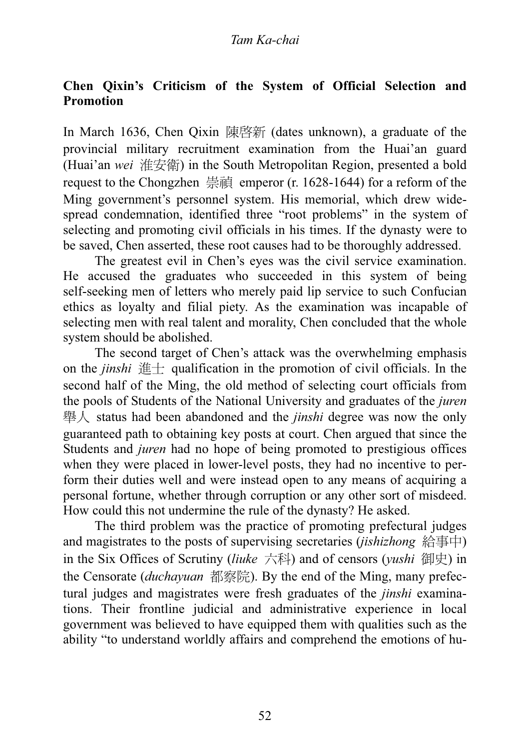## Chen Qixin's Criticism of the System of Official Selection and Promotion

In March 1636, Chen Qixin 陳啓新 (dates unknown), a graduate of the provincial military recruitment examination from the Huai'an guard (Huai'an *wei* 淮安衛) in the South Metropolitan Region, presented a bold request to the Chongzhen 崇禎 emperor (r. 1628-1644) for a reform of the Ming government's personnel system. His memorial, which drew widespread condemnation, identified three "root problems" in the system of selecting and promoting civil officials in his times. If the dynasty were to be saved, Chen asserted, these root causes had to be thoroughly addressed.

The greatest evil in Chen's eyes was the civil service examination. He accused the graduates who succeeded in this system of being self-seeking men of letters who merely paid lip service to such Confucian ethics as loyalty and filial piety. As the examination was incapable of selecting men with real talent and morality, Chen concluded that the whole system should be abolished.

The second target of Chen's attack was the overwhelming emphasis on the *jinshi* 進士 qualification in the promotion of civil officials. In the second half of the Ming, the old method of selecting court officials from the pools of Students of the National University and graduates of the *juren* 舉人 status had been abandoned and the *jinshi* degree was now the only guaranteed path to obtaining key posts at court. Chen argued that since the Students and *juren* had no hope of being promoted to prestigious offices when they were placed in lower-level posts, they had no incentive to perform their duties well and were instead open to any means of acquiring a personal fortune, whether through corruption or any other sort of misdeed. How could this not undermine the rule of the dynasty? He asked.

The third problem was the practice of promoting prefectural judges and magistrates to the posts of supervising secretaries (*jishizhong* 給事中) in the Six Offices of Scrutiny (*liuke* 六科) and of censors (*yushi* 御史) in the Censorate (*duchayuan* 都察院). By the end of the Ming, many prefectural judges and magistrates were fresh graduates of the *jinshi* examinations. Their frontline judicial and administrative experience in local government was believed to have equipped them with qualities such as the ability "to understand worldly affairs and comprehend the emotions of hu-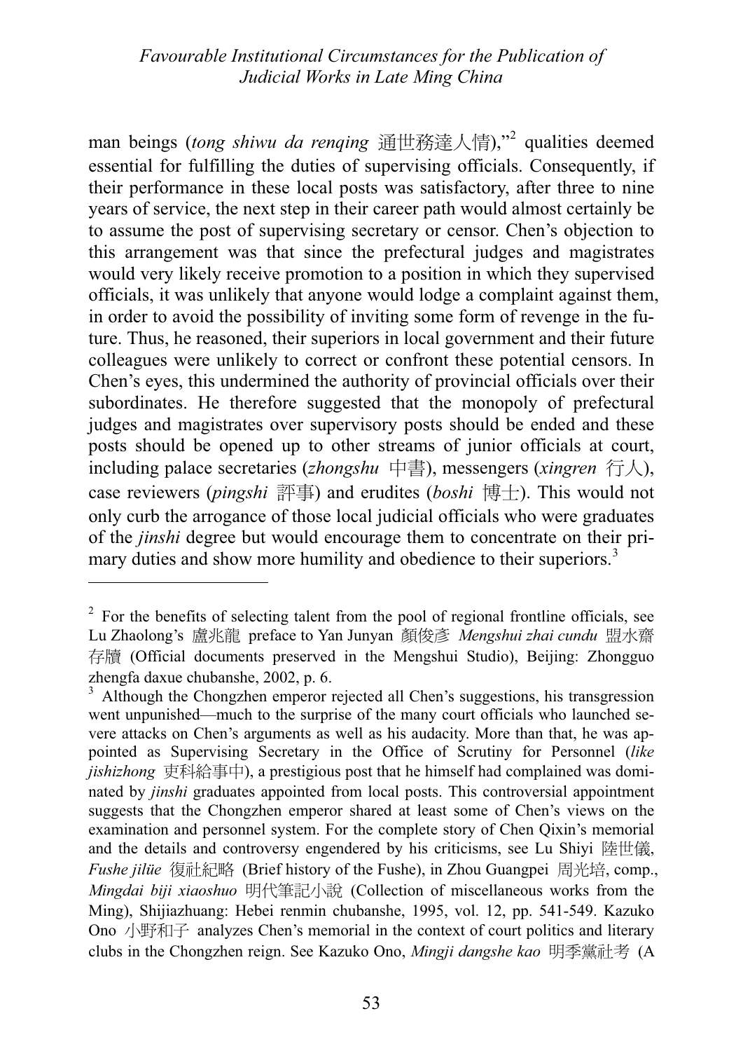man beings (*tong shiwu da renqing* 通世務達人情),"[2] qualities deemed essential for fulfilling the duties of supervising officials. Consequently, if their performance in these local posts was satisfactory, after three to nine years of service, the next step in their career path would almost certainly be to assume the post of supervising secretary or censor. Chen's objection to this arrangement was that since the prefectural judges and magistrates would very likely receive promotion to a position in which they supervised officials, it was unlikely that anyone would lodge a complaint against them, in order to avoid the possibility of inviting some form of revenge in the future. Thus, he reasoned, their superiors in local government and their future colleagues were unlikely to correct or confront these potential censors. In Chen's eyes, this undermined the authority of provincial officials over their subordinates. He therefore suggested that the monopoly of prefectural judges and magistrates over supervisory posts should be ended and these posts should be opened up to other streams of junior officials at court, including palace secretaries (*zhongshu* 中書), messengers (*xingren* 行人), case reviewers (*pingshi* 評事) and erudites (*boshi* 博士). This would not only curb the arrogance of those local judicial officials who were graduates of the *jinshi* degree but would encourage them to concentrate on their primary duties and show more humility and obedience to their superiors.[3]

---

[2] For the benefits of selecting talent from the pool of regional frontline officials, see Lu Zhaolong's 盧兆龍 preface to Yan Junyan 顏俊彥 *Mengshui zhai cundu* 盟水齋存牘 (Official documents preserved in the Mengshui Studio), Beijing: Zhongguo zhengfa daxue chubanshe, 2002, p. 6.

[3] Although the Chongzhen emperor rejected all Chen's suggestions, his transgression went unpunished—much to the surprise of the many court officials who launched severe attacks on Chen's arguments as well as his audacity. More than that, he was appointed as Supervising Secretary in the Office of Scrutiny for Personnel (*like jishizhong* 吏科給事中), a prestigious post that he himself had complained was dominated by *jinshi* graduates appointed from local posts. This controversial appointment suggests that the Chongzhen emperor shared at least some of Chen's views on the examination and personnel system. For the complete story of Chen Qixin's memorial and the details and controversy engendered by his criticisms, see Lu Shiyi 陸世儀, *Fushe jilüe* 復社紀略 (Brief history of the Fushe), in Zhou Guangpei 周光培, comp., *Mingdai biji xiaoshuo* 明代筆記小說 (Collection of miscellaneous works from the Ming), Shijiazhuang: Hebei renmin chubanshe, 1995, vol. 12, pp. 541-549. Kazuko Ono 小野和子 analyzes Chen's memorial in the context of court politics and literary clubs in the Chongzhen reign. See Kazuko Ono, *Mingji dangshe kao* 明季黨社考 (A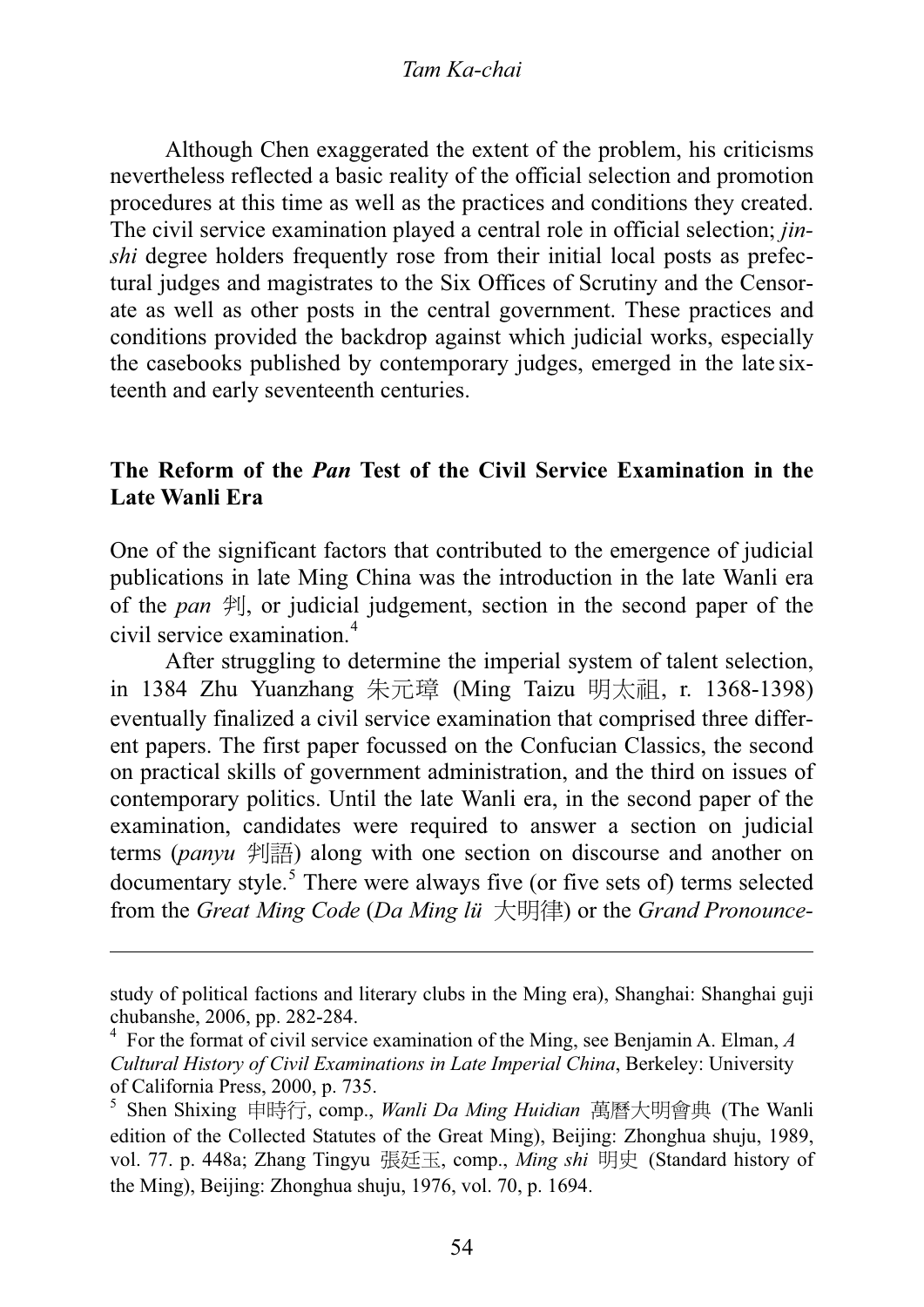Although Chen exaggerated the extent of the problem, his criticisms nevertheless reflected a basic reality of the official selection and promotion procedures at this time as well as the practices and conditions they created. The civil service examination played a central role in official selection; *jinshi* degree holders frequently rose from their initial local posts as prefectural judges and magistrates to the Six Offices of Scrutiny and the Censorate as well as other posts in the central government. These practices and conditions provided the backdrop against which judicial works, especially the casebooks published by contemporary judges, emerged in the late sixteenth and early seventeenth centuries.

## The Reform of the *Pan* Test of the Civil Service Examination in the Late Wanli Era

One of the significant factors that contributed to the emergence of judicial publications in late Ming China was the introduction in the late Wanli era of the *pan* 判, or judicial judgement, section in the second paper of the civil service examination.[4]

After struggling to determine the imperial system of talent selection, in 1384 Zhu Yuanzhang 朱元璋 (Ming Taizu 明太祖, r. 1368-1398) eventually finalized a civil service examination that comprised three different papers. The first paper focussed on the Confucian Classics, the second on practical skills of government administration, and the third on issues of contemporary politics. Until the late Wanli era, in the second paper of the examination, candidates were required to answer a section on judicial terms (*panyu* 判語) along with one section on discourse and another on documentary style.[5] There were always five (or five sets of) terms selected from the *Great Ming Code* (*Da Ming lü* 大明律) or the *Grand Pronounce-*

---

study of political factions and literary clubs in the Ming era), Shanghai: Shanghai guji chubanshe, 2006, pp. 282-284.

[4] For the format of civil service examination of the Ming, see Benjamin A. Elman, *A Cultural History of Civil Examinations in Late Imperial China*, Berkeley: University of California Press, 2000, p. 735.

[5] Shen Shixing 申時行, comp., *Wanli Da Ming Huidian* 萬曆大明會典 (The Wanli edition of the Collected Statutes of the Great Ming), Beijing: Zhonghua shuju, 1989, vol. 77. p. 448a; Zhang Tingyu 張廷玉, comp., *Ming shi* 明史 (Standard history of the Ming), Beijing: Zhonghua shuju, 1976, vol. 70, p. 1694.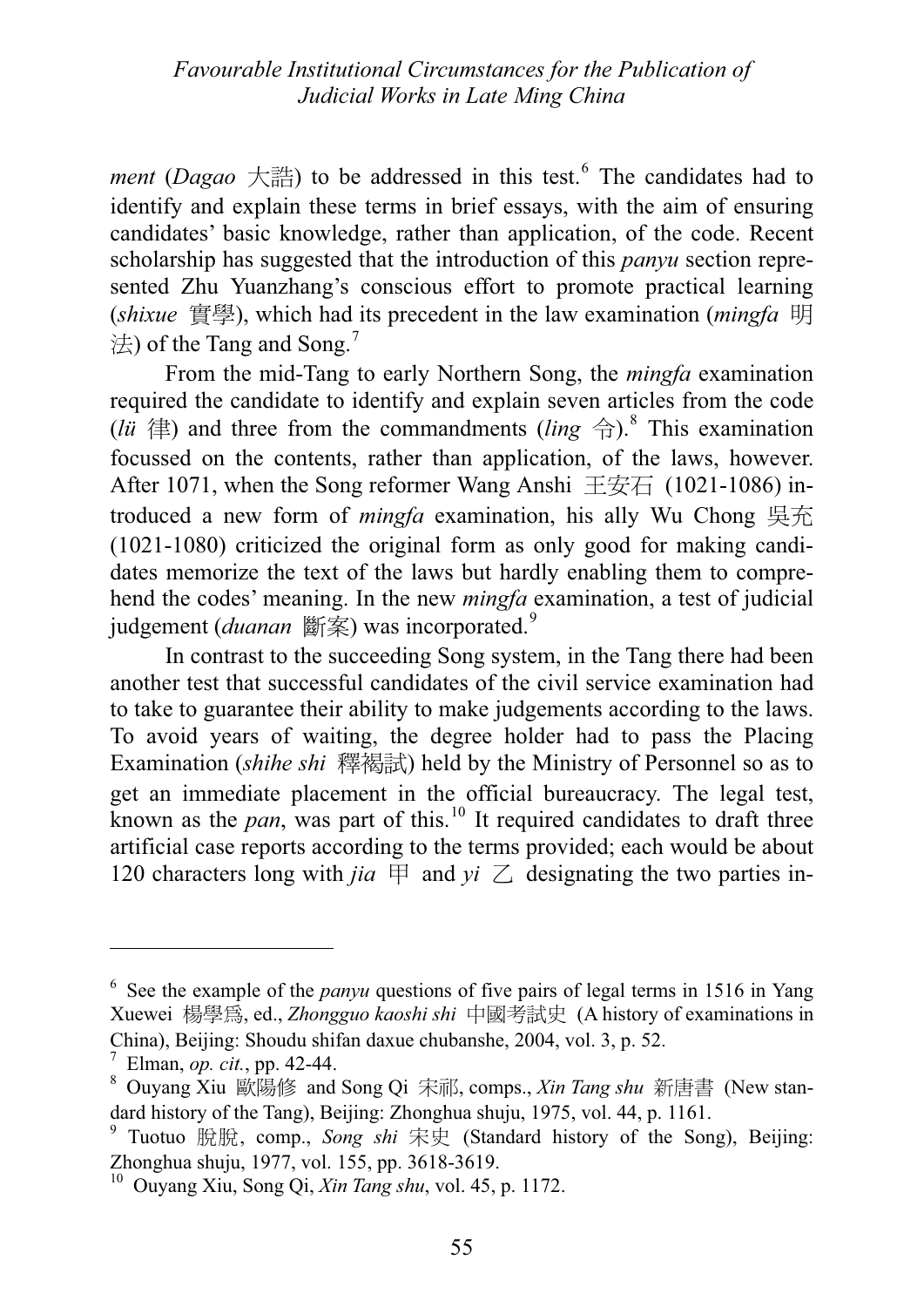*ment* (*Dagao* 大誥) to be addressed in this test.[6] The candidates had to identify and explain these terms in brief essays, with the aim of ensuring candidates' basic knowledge, rather than application, of the code. Recent scholarship has suggested that the introduction of this *panyu* section represented Zhu Yuanzhang's conscious effort to promote practical learning (*shixue* 實學), which had its precedent in the law examination (*mingfa* 明法) of the Tang and Song.[7]

From the mid-Tang to early Northern Song, the *mingfa* examination required the candidate to identify and explain seven articles from the code (*lü* 律) and three from the commandments (*ling* 令).[8] This examination focussed on the contents, rather than application, of the laws, however. After 1071, when the Song reformer Wang Anshi 王安石 (1021-1086) introduced a new form of *mingfa* examination, his ally Wu Chong 吳充 (1021-1080) criticized the original form as only good for making candidates memorize the text of the laws but hardly enabling them to comprehend the codes' meaning. In the new *mingfa* examination, a test of judicial judgement (*duanan* 斷案) was incorporated.[9]

In contrast to the succeeding Song system, in the Tang there had been another test that successful candidates of the civil service examination had to take to guarantee their ability to make judgements according to the laws. To avoid years of waiting, the degree holder had to pass the Placing Examination (*shihe shi* 釋褐試) held by the Ministry of Personnel so as to get an immediate placement in the official bureaucracy. The legal test, known as the *pan*, was part of this.[10] It required candidates to draft three artificial case reports according to the terms provided; each would be about 120 characters long with *jia* 甲 and *yi* 乙 designating the two parties in-

---

[6] See the example of the *panyu* questions of five pairs of legal terms in 1516 in Yang Xuewei 楊學爲, ed., *Zhongguo kaoshi shi* 中國考試史 (A history of examinations in China), Beijing: Shoudu shifan daxue chubanshe, 2004, vol. 3, p. 52.

[7] Elman, *op. cit.*, pp. 42-44.

[8] Ouyang Xiu 歐陽修 and Song Qi 宋祁, comps., *Xin Tang shu* 新唐書 (New standard history of the Tang), Beijing: Zhonghua shuju, 1975, vol. 44, p. 1161.

[9] Tuotuo 脫脫, comp., *Song shi* 宋史 (Standard history of the Song), Beijing: Zhonghua shuju, 1977, vol. 155, pp. 3618-3619.

[10] Ouyang Xiu, Song Qi, *Xin Tang shu*, vol. 45, p. 1172.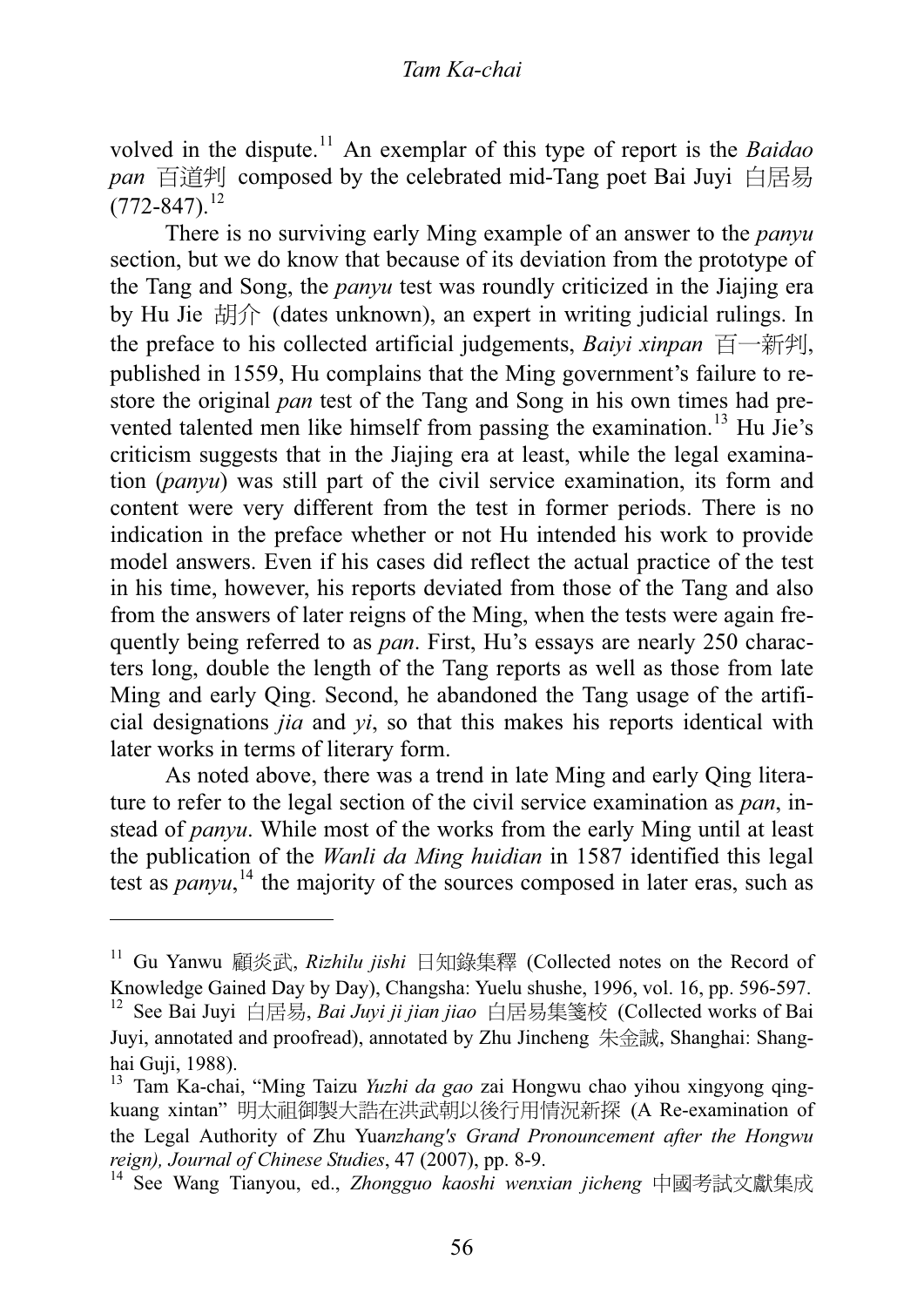volved in the dispute.[11] An exemplar of this type of report is the *Baidao pan* 百道判 composed by the celebrated mid-Tang poet Bai Juyi 白居易 (772-847).[12]

There is no surviving early Ming example of an answer to the *panyu* section, but we do know that because of its deviation from the prototype of the Tang and Song, the *panyu* test was roundly criticized in the Jiajing era by Hu Jie 胡介 (dates unknown), an expert in writing judicial rulings. In the preface to his collected artificial judgements, *Baiyi xinpan* 百一新判, published in 1559, Hu complains that the Ming government's failure to restore the original *pan* test of the Tang and Song in his own times had prevented talented men like himself from passing the examination.[13] Hu Jie's criticism suggests that in the Jiajing era at least, while the legal examination (*panyu*) was still part of the civil service examination, its form and content were very different from the test in former periods. There is no indication in the preface whether or not Hu intended his work to provide model answers. Even if his cases did reflect the actual practice of the test in his time, however, his reports deviated from those of the Tang and also from the answers of later reigns of the Ming, when the tests were again frequently being referred to as *pan*. First, Hu's essays are nearly 250 characters long, double the length of the Tang reports as well as those from late Ming and early Qing. Second, he abandoned the Tang usage of the artificial designations *jia* and *yi*, so that this makes his reports identical with later works in terms of literary form.

As noted above, there was a trend in late Ming and early Qing literature to refer to the legal section of the civil service examination as *pan*, instead of *panyu*. While most of the works from the early Ming until at least the publication of the *Wanli da Ming huidian* in 1587 identified this legal test as *panyu*,[14] the majority of the sources composed in later eras, such as

---

[11] Gu Yanwu 顧炎武, *Rizhilu jishi* 日知錄集釋 (Collected notes on the Record of Knowledge Gained Day by Day), Changsha: Yuelu shushe, 1996, vol. 16, pp. 596-597.

[12] See Bai Juyi 白居易, *Bai Juyi ji jian jiao* 白居易集箋校 (Collected works of Bai Juyi, annotated and proofread), annotated by Zhu Jincheng 朱金誠, Shanghai: Shanghai Guji, 1988).

[13] Tam Ka-chai, "Ming Taizu *Yuzhi da gao* zai Hongwu chao yihou xingyong qingkuang xintan" 明太祖御製大誥在洪武朝以後行用情況新探 (A Re-examination of the Legal Authority of Zhu Yua*nzhang's Grand Pronouncement after the Hongwu reign), Journal of Chinese Studies*, 47 (2007), pp. 8-9.

[14] See Wang Tianyou, ed., *Zhongguo kaoshi wenxian jicheng* 中國考試文獻集成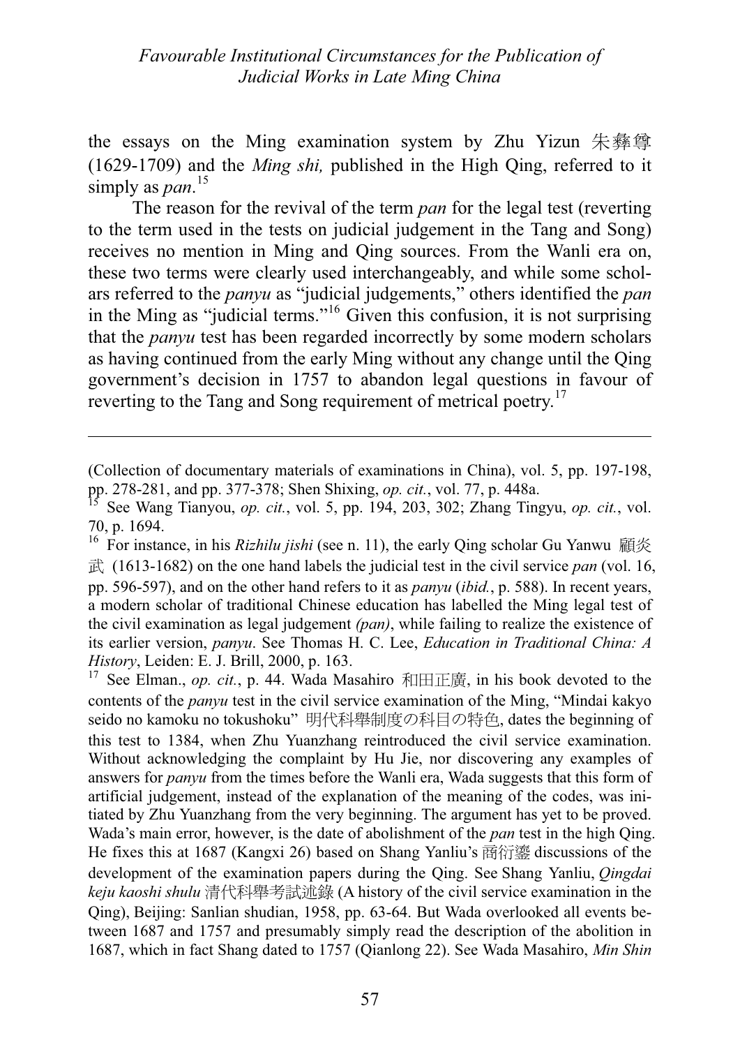the essays on the Ming examination system by Zhu Yizun 朱彝尊 (1629-1709) and the *Ming shi,* published in the High Qing, referred to it simply as *pan*.[15]

The reason for the revival of the term *pan* for the legal test (reverting to the term used in the tests on judicial judgement in the Tang and Song) receives no mention in Ming and Qing sources. From the Wanli era on, these two terms were clearly used interchangeably, and while some scholars referred to the *panyu* as "judicial judgements," others identified the *pan* in the Ming as "judicial terms."[16] Given this confusion, it is not surprising that the *panyu* test has been regarded incorrectly by some modern scholars as having continued from the early Ming without any change until the Qing government's decision in 1757 to abandon legal questions in favour of reverting to the Tang and Song requirement of metrical poetry.[17]

---

(Collection of documentary materials of examinations in China), vol. 5, pp. 197-198, pp. 278-281, and pp. 377-378; Shen Shixing, *op. cit.*, vol. 77, p. 448a.

[15] See Wang Tianyou, *op. cit.*, vol. 5, pp. 194, 203, 302; Zhang Tingyu, *op. cit.*, vol. 70, p. 1694.

[16] For instance, in his *Rizhilu jishi* (see n. 11), the early Qing scholar Gu Yanwu 顧炎武 (1613-1682) on the one hand labels the judicial test in the civil service *pan* (vol. 16, pp. 596-597), and on the other hand refers to it as *panyu* (*ibid.*, p. 588). In recent years, a modern scholar of traditional Chinese education has labelled the Ming legal test of the civil examination as legal judgement *(pan)*, while failing to realize the existence of its earlier version, *panyu*. See Thomas H. C. Lee, *Education in Traditional China: A History*, Leiden: E. J. Brill, 2000, p. 163.

[17] See Elman., *op. cit.*, p. 44. Wada Masahiro 和田正廣, in his book devoted to the contents of the *panyu* test in the civil service examination of the Ming, "Mindai kakyo seido no kamoku no tokushoku" 明代科舉制度の科目の特色, dates the beginning of this test to 1384, when Zhu Yuanzhang reintroduced the civil service examination. Without acknowledging the complaint by Hu Jie, nor discovering any examples of answers for *panyu* from the times before the Wanli era, Wada suggests that this form of artificial judgement, instead of the explanation of the meaning of the codes, was initiated by Zhu Yuanzhang from the very beginning. The argument has yet to be proved. Wada's main error, however, is the date of abolishment of the *pan* test in the high Qing. He fixes this at 1687 (Kangxi 26) based on Shang Yanliu's 商衍鎏 discussions of the development of the examination papers during the Qing. See Shang Yanliu, *Qingdai keju kaoshi shulu* 清代科舉考試述錄 (A history of the civil service examination in the Qing), Beijing: Sanlian shudian, 1958, pp. 63-64. But Wada overlooked all events between 1687 and 1757 and presumably simply read the description of the abolition in 1687, which in fact Shang dated to 1757 (Qianlong 22). See Wada Masahiro, *Min Shin*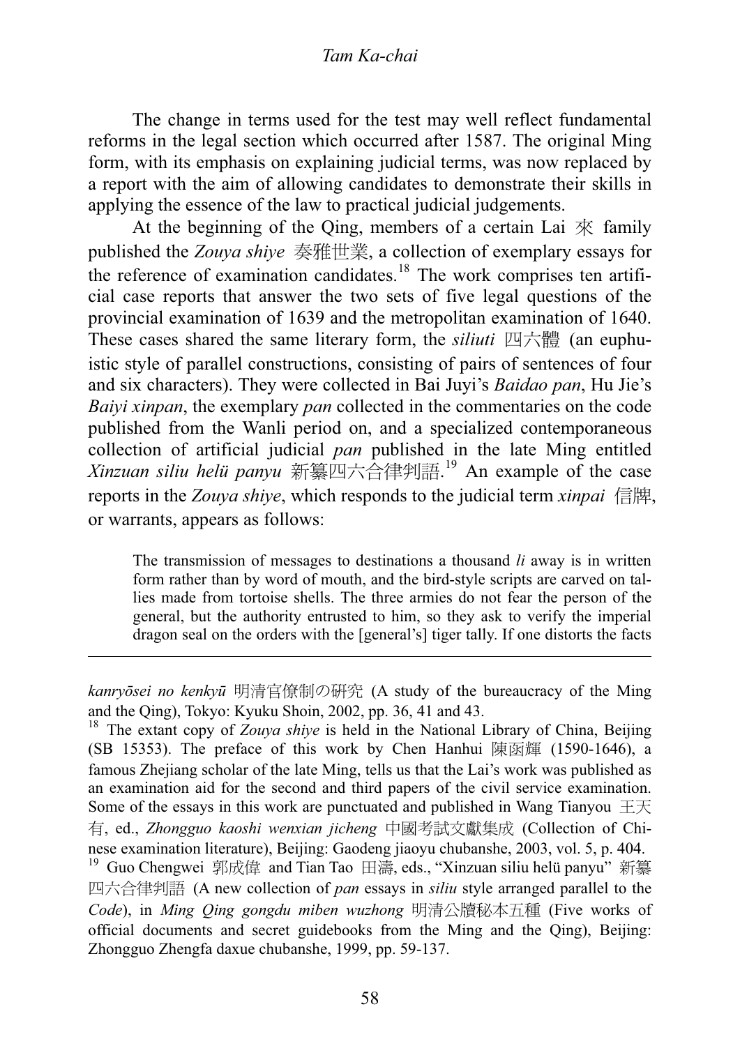The change in terms used for the test may well reflect fundamental reforms in the legal section which occurred after 1587. The original Ming form, with its emphasis on explaining judicial terms, was now replaced by a report with the aim of allowing candidates to demonstrate their skills in applying the essence of the law to practical judicial judgements.

At the beginning of the Qing, members of a certain Lai 來 family published the *Zouya shiye* 奏雅世業, a collection of exemplary essays for the reference of examination candidates.[18] The work comprises ten artificial case reports that answer the two sets of five legal questions of the provincial examination of 1639 and the metropolitan examination of 1640. These cases shared the same literary form, the *siliuti* 四六體 (an euphuistic style of parallel constructions, consisting of pairs of sentences of four and six characters). They were collected in Bai Juyi's *Baidao pan*, Hu Jie's *Baiyi xinpan*, the exemplary *pan* collected in the commentaries on the code published from the Wanli period on, and a specialized contemporaneous collection of artificial judicial *pan* published in the late Ming entitled *Xinzuan siliu helü panyu* 新纂四六合律判語.[19] An example of the case reports in the *Zouya shiye*, which responds to the judicial term *xinpai* 信牌, or warrants, appears as follows:

> The transmission of messages to destinations a thousand *li* away is in written form rather than by word of mouth, and the bird-style scripts are carved on tallies made from tortoise shells. The three armies do not fear the person of the general, but the authority entrusted to him, so they ask to verify the imperial dragon seal on the orders with the [general's] tiger tally. If one distorts the facts

---

*kanryōsei no kenkyū* 明清官僚制の研究 (A study of the bureaucracy of the Ming and the Qing), Tokyo: Kyuku Shoin, 2002, pp. 36, 41 and 43.

[18] The extant copy of *Zouya shiye* is held in the National Library of China, Beijing (SB 15353). The preface of this work by Chen Hanhui 陳函輝 (1590-1646), a famous Zhejiang scholar of the late Ming, tells us that the Lai's work was published as an examination aid for the second and third papers of the civil service examination. Some of the essays in this work are punctuated and published in Wang Tianyou 王天有, ed., *Zhongguo kaoshi wenxian jicheng* 中國考試文獻集成 (Collection of Chinese examination literature), Beijing: Gaodeng jiaoyu chubanshe, 2003, vol. 5, p. 404.

[19] Guo Chengwei 郭成偉 and Tian Tao 田濤, eds., "Xinzuan siliu helü panyu" 新纂四六合律判語 (A new collection of *pan* essays in *siliu* style arranged parallel to the *Code*), in *Ming Qing gongdu miben wuzhong* 明清公牘秘本五種 (Five works of official documents and secret guidebooks from the Ming and the Qing), Beijing: Zhongguo Zhengfa daxue chubanshe, 1999, pp. 59-137.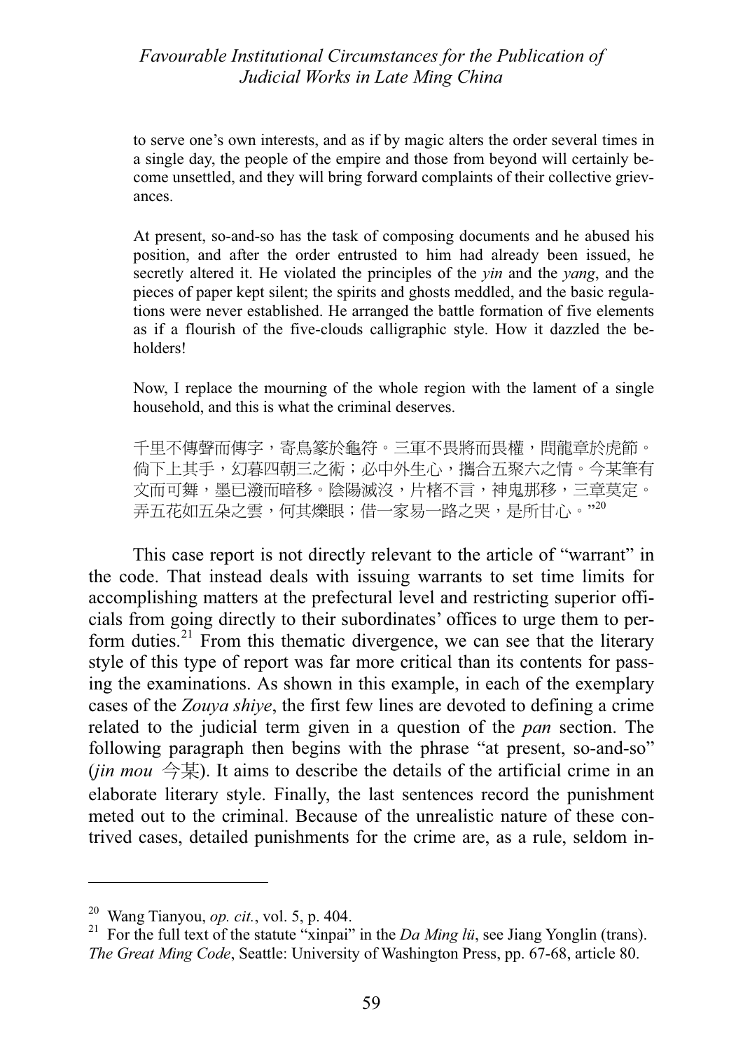to serve one's own interests, and as if by magic alters the order several times in a single day, the people of the empire and those from beyond will certainly become unsettled, and they will bring forward complaints of their collective grievances.

At present, so-and-so has the task of composing documents and he abused his position, and after the order entrusted to him had already been issued, he secretly altered it. He violated the principles of the *yin* and the *yang*, and the pieces of paper kept silent; the spirits and ghosts meddled, and the basic regulations were never established. He arranged the battle formation of five elements as if a flourish of the five-clouds calligraphic style. How it dazzled the beholders!

Now, I replace the mourning of the whole region with the lament of a single household, and this is what the criminal deserves.

千里不傳聲而傳字，寄鳥篆於龜符。三軍不畏將而畏權，問龍章於虎節。倘下上其手，幻暮四朝三之術；必中外生心，攜合五聚六之情。今某筆有文而可舞，墨已潑而暗移。陰陽滅沒，片楮不言，神鬼那移，三章莫定。弄五花如五朵之雲，何其爍眼；借一家易一路之哭，是所甘心。"[20]

This case report is not directly relevant to the article of "warrant" in the code. That instead deals with issuing warrants to set time limits for accomplishing matters at the prefectural level and restricting superior officials from going directly to their subordinates' offices to urge them to perform duties.[21] From this thematic divergence, we can see that the literary style of this type of report was far more critical than its contents for passing the examinations. As shown in this example, in each of the exemplary cases of the *Zouya shiye*, the first few lines are devoted to defining a crime related to the judicial term given in a question of the *pan* section. The following paragraph then begins with the phrase "at present, so-and-so" (*jin mou* 今某). It aims to describe the details of the artificial crime in an elaborate literary style. Finally, the last sentences record the punishment meted out to the criminal. Because of the unrealistic nature of these contrived cases, detailed punishments for the crime are, as a rule, seldom in-

---

[20] Wang Tianyou, *op. cit.*, vol. 5, p. 404.

[21] For the full text of the statute "xinpai" in the *Da Ming lü*, see Jiang Yonglin (trans). *The Great Ming Code*, Seattle: University of Washington Press, pp. 67-68, article 80.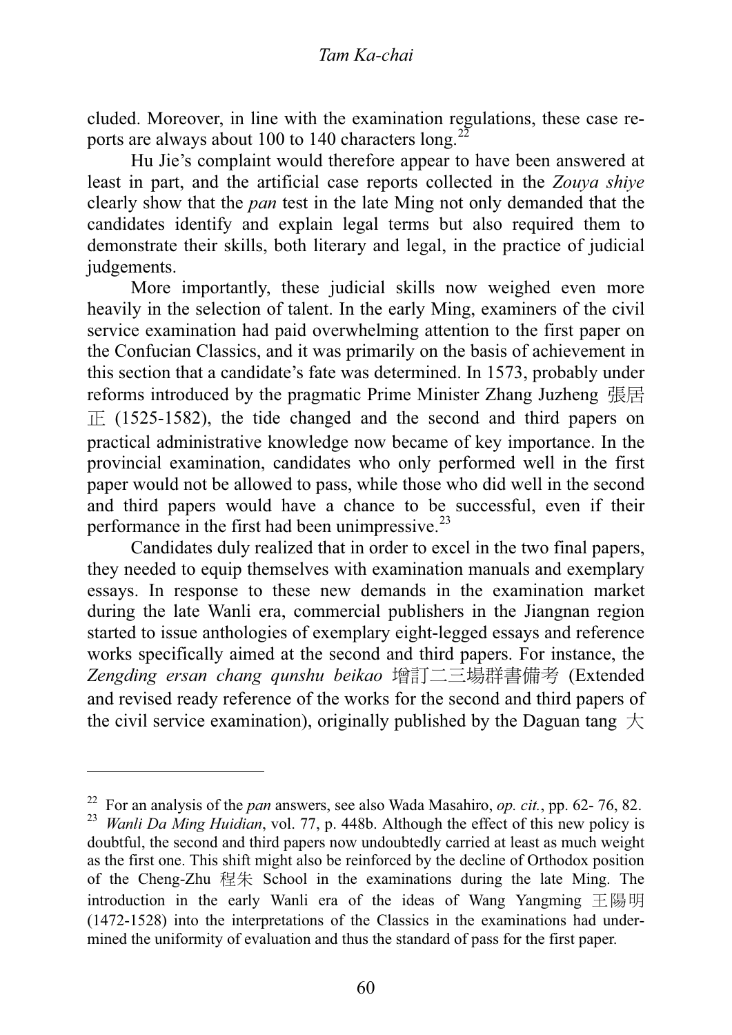cluded. Moreover, in line with the examination regulations, these case reports are always about 100 to 140 characters long.[22]

Hu Jie's complaint would therefore appear to have been answered at least in part, and the artificial case reports collected in the *Zouya shiye* clearly show that the *pan* test in the late Ming not only demanded that the candidates identify and explain legal terms but also required them to demonstrate their skills, both literary and legal, in the practice of judicial judgements.

More importantly, these judicial skills now weighed even more heavily in the selection of talent. In the early Ming, examiners of the civil service examination had paid overwhelming attention to the first paper on the Confucian Classics, and it was primarily on the basis of achievement in this section that a candidate's fate was determined. In 1573, probably under reforms introduced by the pragmatic Prime Minister Zhang Juzheng 張居正 (1525-1582), the tide changed and the second and third papers on practical administrative knowledge now became of key importance. In the provincial examination, candidates who only performed well in the first paper would not be allowed to pass, while those who did well in the second and third papers would have a chance to be successful, even if their performance in the first had been unimpressive.[23]

Candidates duly realized that in order to excel in the two final papers, they needed to equip themselves with examination manuals and exemplary essays. In response to these new demands in the examination market during the late Wanli era, commercial publishers in the Jiangnan region started to issue anthologies of exemplary eight-legged essays and reference works specifically aimed at the second and third papers. For instance, the *Zengding ersan chang qunshu beikao* 增訂二三場群書備考 (Extended and revised ready reference of the works for the second and third papers of the civil service examination), originally published by the Daguan tang 大

---

[22] For an analysis of the *pan* answers, see also Wada Masahiro, *op. cit.*, pp. 62- 76, 82.

[23] *Wanli Da Ming Huidian*, vol. 77, p. 448b. Although the effect of this new policy is doubtful, the second and third papers now undoubtedly carried at least as much weight as the first one. This shift might also be reinforced by the decline of Orthodox position of the Cheng-Zhu 程朱 School in the examinations during the late Ming. The introduction in the early Wanli era of the ideas of Wang Yangming 王陽明 (1472-1528) into the interpretations of the Classics in the examinations had undermined the uniformity of evaluation and thus the standard of pass for the first paper.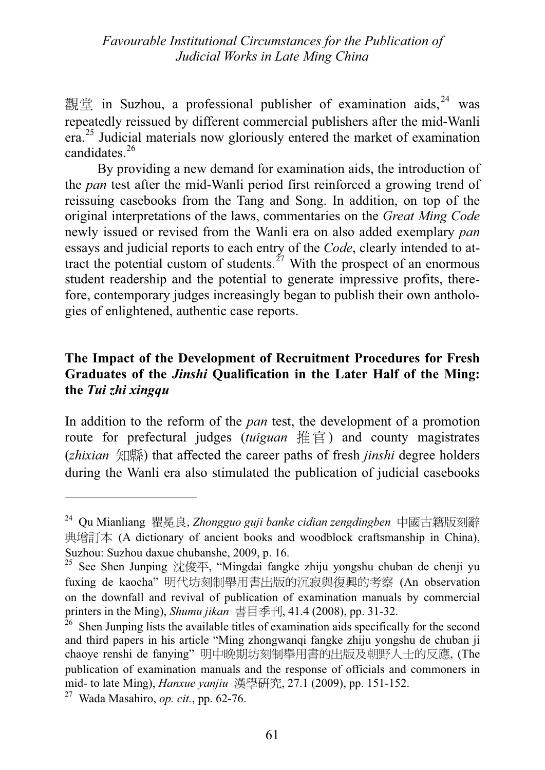觀堂 in Suzhou, a professional publisher of examination aids,[24] was repeatedly reissued by different commercial publishers after the mid-Wanli era.[25] Judicial materials now gloriously entered the market of examination candidates.[26]

By providing a new demand for examination aids, the introduction of the *pan* test after the mid-Wanli period first reinforced a growing trend of reissuing casebooks from the Tang and Song. In addition, on top of the original interpretations of the laws, commentaries on the *Great Ming Code* newly issued or revised from the Wanli era on also added exemplary *pan* essays and judicial reports to each entry of the *Code*, clearly intended to attract the potential custom of students.[27] With the prospect of an enormous student readership and the potential to generate impressive profits, therefore, contemporary judges increasingly began to publish their own anthologies of enlightened, authentic case reports.

## The Impact of the Development of Recruitment Procedures for Fresh Graduates of the *Jinshi* Qualification in the Later Half of the Ming: the *Tui zhi xingqu*

In addition to the reform of the *pan* test, the development of a promotion route for prefectural judges (*tuiguan* 推官) and county magistrates (*zhixian* 知縣) that affected the career paths of fresh *jinshi* degree holders during the Wanli era also stimulated the publication of judicial casebooks

---

[24] Qu Mianliang 瞿冕良, *Zhongguo guji banke cidian zengdingben* 中國古籍版刻辭典增訂本 (A dictionary of ancient books and woodblock craftsmanship in China), Suzhou: Suzhou daxue chubanshe, 2009, p. 16.

[25] See Shen Junping 沈俊平, "Mingdai fangke zhiju yongshu chuban de chenji yu fuxing de kaocha" 明代坊刻制舉用書出版的沉寂與復興的考察 (An observation on the downfall and revival of publication of examination manuals by commercial printers in the Ming), *Shumu jikan* 書目季刊, 41.4 (2008), pp. 31-32.

[26] Shen Junping lists the available titles of examination aids specifically for the second and third papers in his article "Ming zhongwanqi fangke zhiju yongshu de chuban ji chaoye renshi de fanying" 明中晚期坊刻制舉用書的出版及朝野人士的反應, (The publication of examination manuals and the response of officials and commoners in mid- to late Ming), *Hanxue yanjiu* 漢學研究, 27.1 (2009), pp. 151-152.

[27] Wada Masahiro, *op. cit.*, pp. 62-76.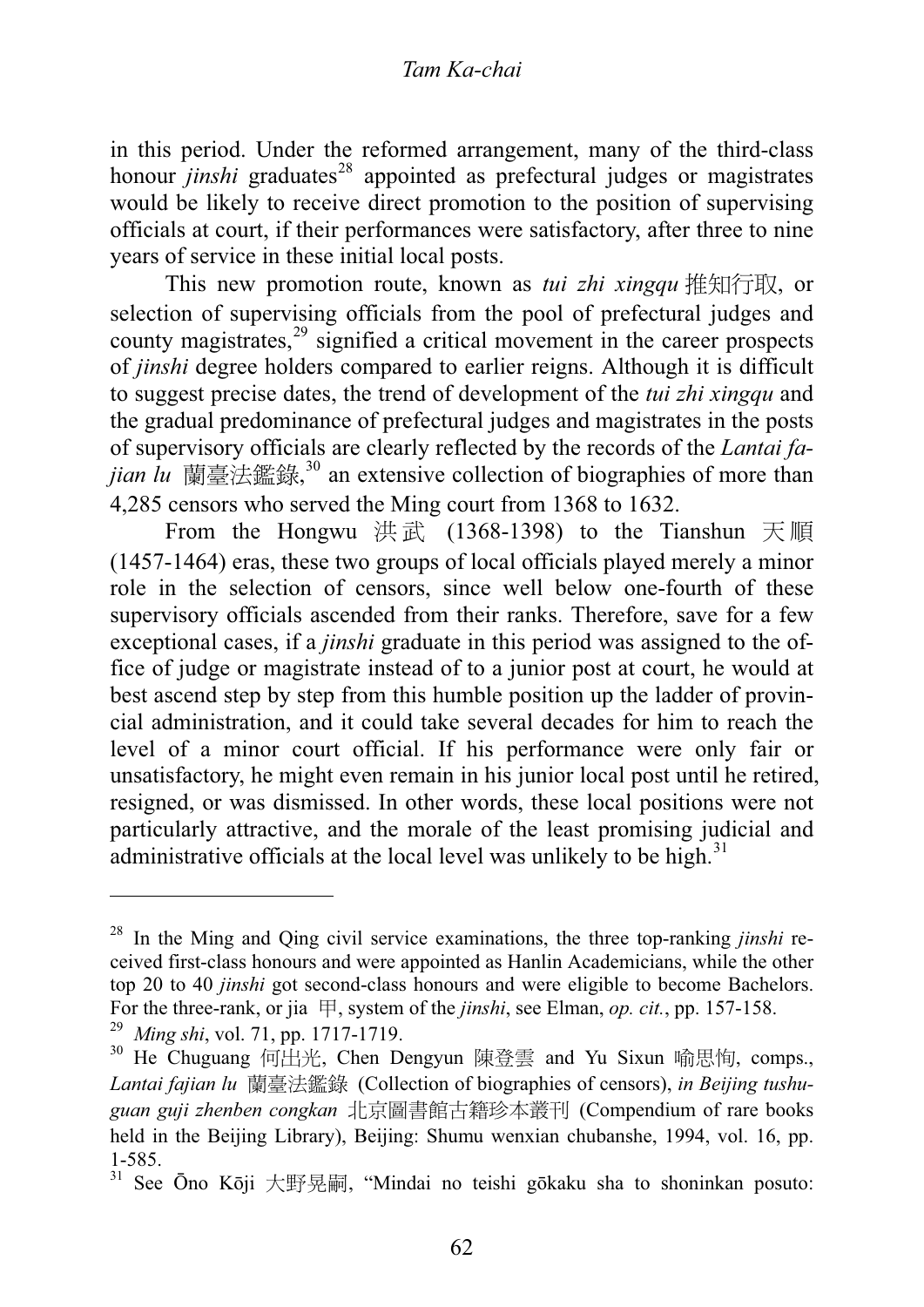in this period. Under the reformed arrangement, many of the third-class honour *jinshi* graduates[28] appointed as prefectural judges or magistrates would be likely to receive direct promotion to the position of supervising officials at court, if their performances were satisfactory, after three to nine years of service in these initial local posts.

This new promotion route, known as *tui zhi xingqu* 推知行取, or selection of supervising officials from the pool of prefectural judges and county magistrates,[29] signified a critical movement in the career prospects of *jinshi* degree holders compared to earlier reigns. Although it is difficult to suggest precise dates, the trend of development of the *tui zhi xingqu* and the gradual predominance of prefectural judges and magistrates in the posts of supervisory officials are clearly reflected by the records of the *Lantai fajian lu* 蘭臺法鑑錄,[30] an extensive collection of biographies of more than 4,285 censors who served the Ming court from 1368 to 1632.

From the Hongwu 洪武 (1368-1398) to the Tianshun 天順 (1457-1464) eras, these two groups of local officials played merely a minor role in the selection of censors, since well below one-fourth of these supervisory officials ascended from their ranks. Therefore, save for a few exceptional cases, if a *jinshi* graduate in this period was assigned to the office of judge or magistrate instead of to a junior post at court, he would at best ascend step by step from this humble position up the ladder of provincial administration, and it could take several decades for him to reach the level of a minor court official. If his performance were only fair or unsatisfactory, he might even remain in his junior local post until he retired, resigned, or was dismissed. In other words, these local positions were not particularly attractive, and the morale of the least promising judicial and administrative officials at the local level was unlikely to be high.[31]

---

[28] In the Ming and Qing civil service examinations, the three top-ranking *jinshi* received first-class honours and were appointed as Hanlin Academicians, while the other top 20 to 40 *jinshi* got second-class honours and were eligible to become Bachelors. For the three-rank, or jia 甲, system of the *jinshi*, see Elman, *op. cit.*, pp. 157-158.

[29] *Ming shi*, vol. 71, pp. 1717-1719.

[30] He Chuguang 何出光, Chen Dengyun 陳登雲 and Yu Sixun 喻思恂, comps., *Lantai fajian lu* 蘭臺法鑑錄 (Collection of biographies of censors), *in Beijing tushuguan guji zhenben congkan* 北京圖書館古籍珍本叢刊 (Compendium of rare books held in the Beijing Library), Beijing: Shumu wenxian chubanshe, 1994, vol. 16, pp. 1-585.

[31] See Ōno Kōji 大野晃嗣, "Mindai no teishi gōkaku sha to shoninkan posuto: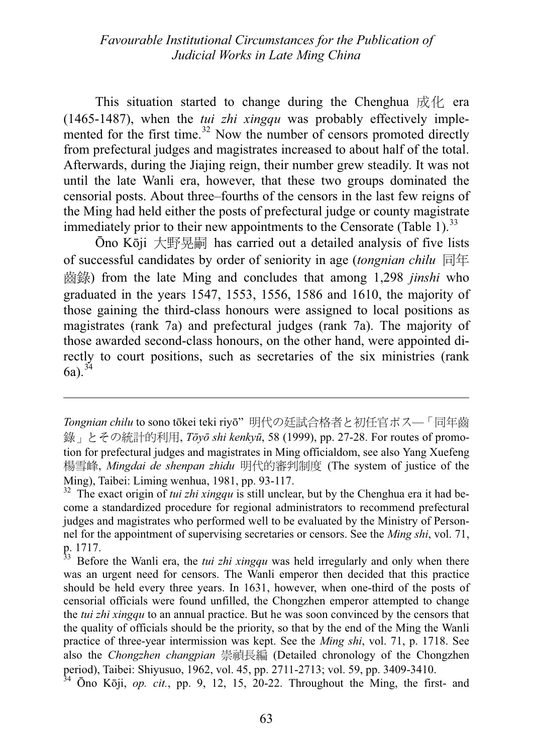This situation started to change during the Chenghua 成化 era (1465-1487), when the *tui zhi xingqu* was probably effectively implemented for the first time.[32] Now the number of censors promoted directly from prefectural judges and magistrates increased to about half of the total. Afterwards, during the Jiajing reign, their number grew steadily. It was not until the late Wanli era, however, that these two groups dominated the censorial posts. About three–fourths of the censors in the last few reigns of the Ming had held either the posts of prefectural judge or county magistrate immediately prior to their new appointments to the Censorate (Table 1).[33]

Ōno Kōji 大野晃嗣 has carried out a detailed analysis of five lists of successful candidates by order of seniority in age (*tongnian chilu* 同年齒錄) from the late Ming and concludes that among 1,298 *jinshi* who graduated in the years 1547, 1553, 1556, 1586 and 1610, the majority of those gaining the third-class honours were assigned to local positions as magistrates (rank 7a) and prefectural judges (rank 7a). The majority of those awarded second-class honours, on the other hand, were appointed directly to court positions, such as secretaries of the six ministries (rank 6a).[34]

---

*Tongnian chilu* to sono tōkei teki riyō" 明代の廷試合格者と初任官ポスト—「同年齒錄」とその統計的利用, *Tōyō shi kenkyū*, 58 (1999), pp. 27-28. For routes of promotion for prefectural judges and magistrates in Ming officialdom, see also Yang Xuefeng 楊雪峰, *Mingdai de shenpan zhidu* 明代的審判制度 (The system of justice of the Ming), Taibei: Liming wenhua, 1981, pp. 93-117.

[32] The exact origin of *tui zhi xingqu* is still unclear, but by the Chenghua era it had become a standardized procedure for regional administrators to recommend prefectural judges and magistrates who performed well to be evaluated by the Ministry of Personnel for the appointment of supervising secretaries or censors. See the *Ming shi*, vol. 71, p. 1717.

[33] Before the Wanli era, the *tui zhi xingqu* was held irregularly and only when there was an urgent need for censors. The Wanli emperor then decided that this practice should be held every three years. In 1631, however, when one-third of the posts of censorial officials were found unfilled, the Chongzhen emperor attempted to change the *tui zhi xingqu* to an annual practice. But he was soon convinced by the censors that the quality of officials should be the priority, so that by the end of the Ming the Wanli practice of three-year intermission was kept. See the *Ming shi*, vol. 71, p. 1718. See also the *Chongzhen changpian* 崇禎長編 (Detailed chronology of the Chongzhen period), Taibei: Shiyusuo, 1962, vol. 45, pp. 2711-2713; vol. 59, pp. 3409-3410.

[34] Ōno Kōji, *op. cit.*, pp. 9, 12, 15, 20-22. Throughout the Ming, the first- and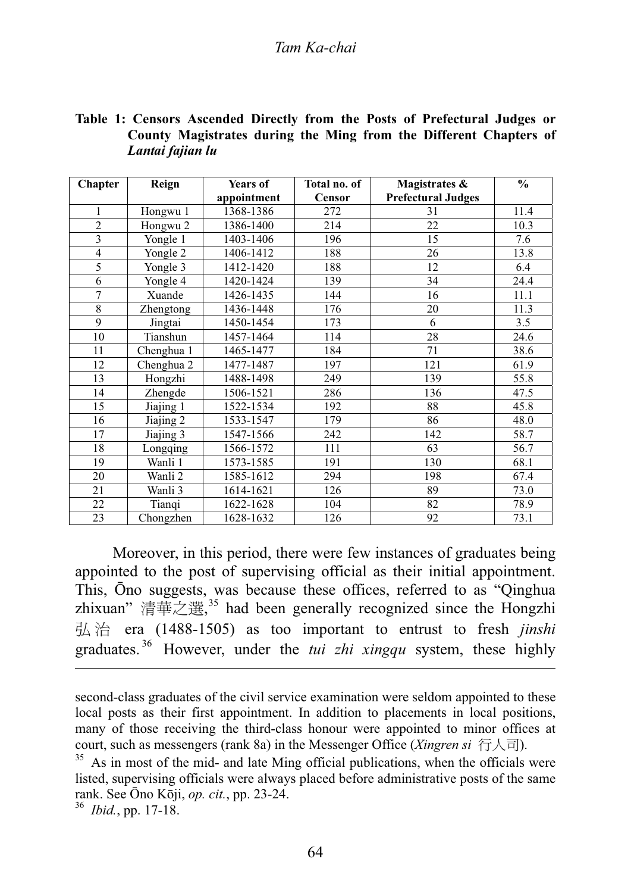**Table 1: Censors Ascended Directly from the Posts of Prefectural Judges or County Magistrates during the Ming from the Different Chapters of *Lantai fajian lu***

| Chapter | Reign | Years of appointment | Total no. of Censor | Magistrates & Prefectural Judges | % |
|---|---|---|---|---|---|
| 1 | Hongwu 1 | 1368-1386 | 272 | 31 | 11.4 |
| 2 | Hongwu 2 | 1386-1400 | 214 | 22 | 10.3 |
| 3 | Yongle 1 | 1403-1406 | 196 | 15 | 7.6 |
| 4 | Yongle 2 | 1406-1412 | 188 | 26 | 13.8 |
| 5 | Yongle 3 | 1412-1420 | 188 | 12 | 6.4 |
| 6 | Yongle 4 | 1420-1424 | 139 | 34 | 24.4 |
| 7 | Xuande | 1426-1435 | 144 | 16 | 11.1 |
| 8 | Zhengtong | 1436-1448 | 176 | 20 | 11.3 |
| 9 | Jingtai | 1450-1454 | 173 | 6 | 3.5 |
| 10 | Tianshun | 1457-1464 | 114 | 28 | 24.6 |
| 11 | Chenghua 1 | 1465-1477 | 184 | 71 | 38.6 |
| 12 | Chenghua 2 | 1477-1487 | 197 | 121 | 61.9 |
| 13 | Hongzhi | 1488-1498 | 249 | 139 | 55.8 |
| 14 | Zhengde | 1506-1521 | 286 | 136 | 47.5 |
| 15 | Jiajing 1 | 1522-1534 | 192 | 88 | 45.8 |
| 16 | Jiajing 2 | 1533-1547 | 179 | 86 | 48.0 |
| 17 | Jiajing 3 | 1547-1566 | 242 | 142 | 58.7 |
| 18 | Longqing | 1566-1572 | 111 | 63 | 56.7 |
| 19 | Wanli 1 | 1573-1585 | 191 | 130 | 68.1 |
| 20 | Wanli 2 | 1585-1612 | 294 | 198 | 67.4 |
| 21 | Wanli 3 | 1614-1621 | 126 | 89 | 73.0 |
| 22 | Tianqi | 1622-1628 | 104 | 82 | 78.9 |
| 23 | Chongzhen | 1628-1632 | 126 | 92 | 73.1 |

Moreover, in this period, there were few instances of graduates being appointed to the post of supervising official as their initial appointment. This, Ōno suggests, was because these offices, referred to as "Qinghua zhixuan" 清華之選,[35] had been generally recognized since the Hongzhi 弘治 era (1488-1505) as too important to entrust to fresh *jinshi* graduates.[36] However, under the *tui zhi xingqu* system, these highly

---

second-class graduates of the civil service examination were seldom appointed to these local posts as their first appointment. In addition to placements in local positions, many of those receiving the third-class honour were appointed to minor offices at court, such as messengers (rank 8a) in the Messenger Office (*Xingren si* 行人司).

[35] As in most of the mid- and late Ming official publications, when the officials were listed, supervising officials were always placed before administrative posts of the same rank. See Ōno Kōji, *op. cit.*, pp. 23-24.

[36] *Ibid.*, pp. 17-18.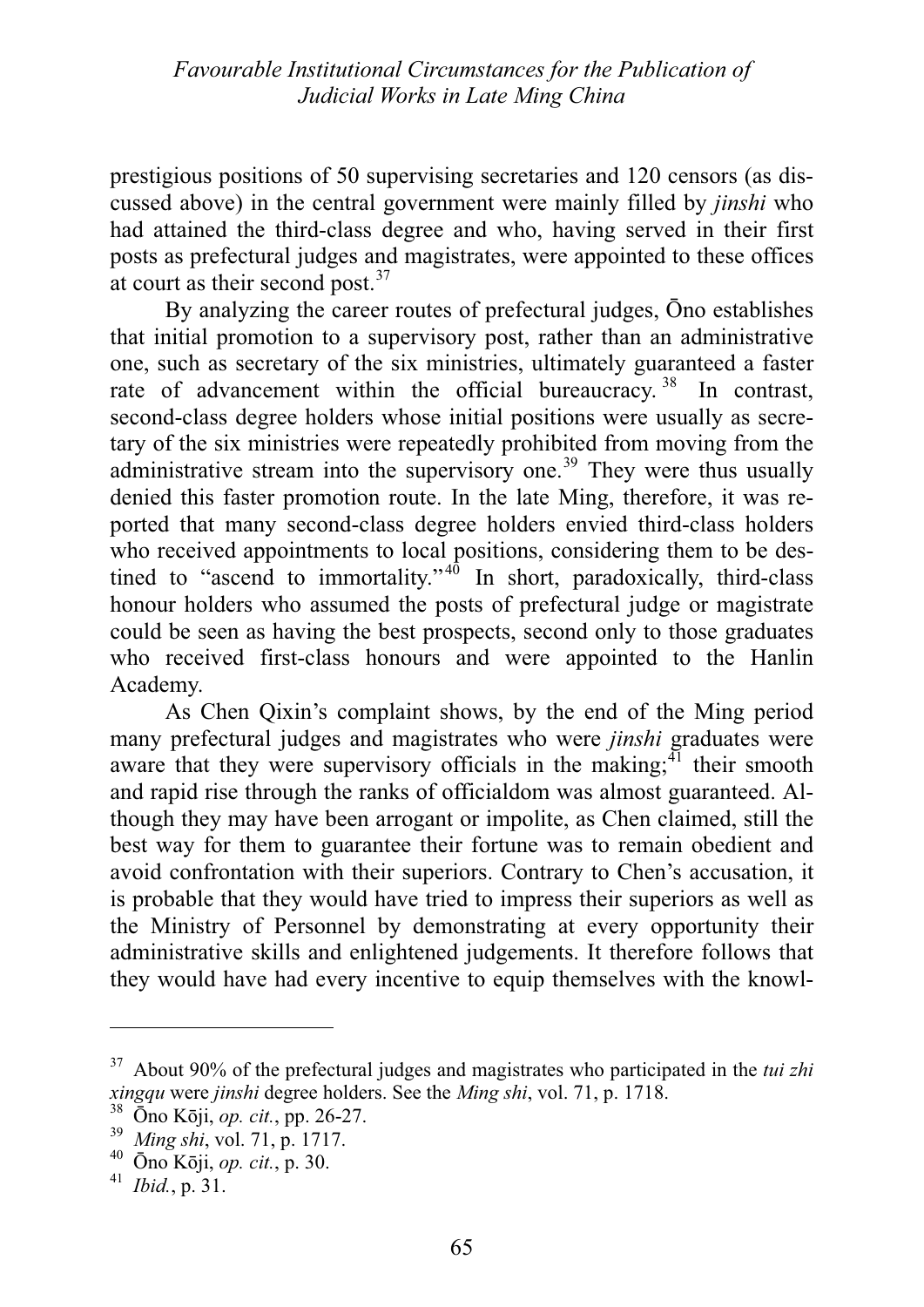prestigious positions of 50 supervising secretaries and 120 censors (as discussed above) in the central government were mainly filled by *jinshi* who had attained the third-class degree and who, having served in their first posts as prefectural judges and magistrates, were appointed to these offices at court as their second post.[37]

By analyzing the career routes of prefectural judges, Ōno establishes that initial promotion to a supervisory post, rather than an administrative one, such as secretary of the six ministries, ultimately guaranteed a faster rate of advancement within the official bureaucracy.[38] In contrast, second-class degree holders whose initial positions were usually as secretary of the six ministries were repeatedly prohibited from moving from the administrative stream into the supervisory one.[39] They were thus usually denied this faster promotion route. In the late Ming, therefore, it was reported that many second-class degree holders envied third-class holders who received appointments to local positions, considering them to be destined to "ascend to immortality."[40] In short, paradoxically, third-class honour holders who assumed the posts of prefectural judge or magistrate could be seen as having the best prospects, second only to those graduates who received first-class honours and were appointed to the Hanlin Academy.

As Chen Qixin's complaint shows, by the end of the Ming period many prefectural judges and magistrates who were *jinshi* graduates were aware that they were supervisory officials in the making;[41] their smooth and rapid rise through the ranks of officialdom was almost guaranteed. Although they may have been arrogant or impolite, as Chen claimed, still the best way for them to guarantee their fortune was to remain obedient and avoid confrontation with their superiors. Contrary to Chen's accusation, it is probable that they would have tried to impress their superiors as well as the Ministry of Personnel by demonstrating at every opportunity their administrative skills and enlightened judgements. It therefore follows that they would have had every incentive to equip themselves with the knowl-

---

[37] About 90% of the prefectural judges and magistrates who participated in the *tui zhi xingqu* were *jinshi* degree holders. See the *Ming shi*, vol. 71, p. 1718.

[38] Ōno Kōji, *op. cit.*, pp. 26-27.

[39] *Ming shi*, vol. 71, p. 1717.

[40] Ōno Kōji, *op. cit.*, p. 30.

[41] *Ibid.*, p. 31.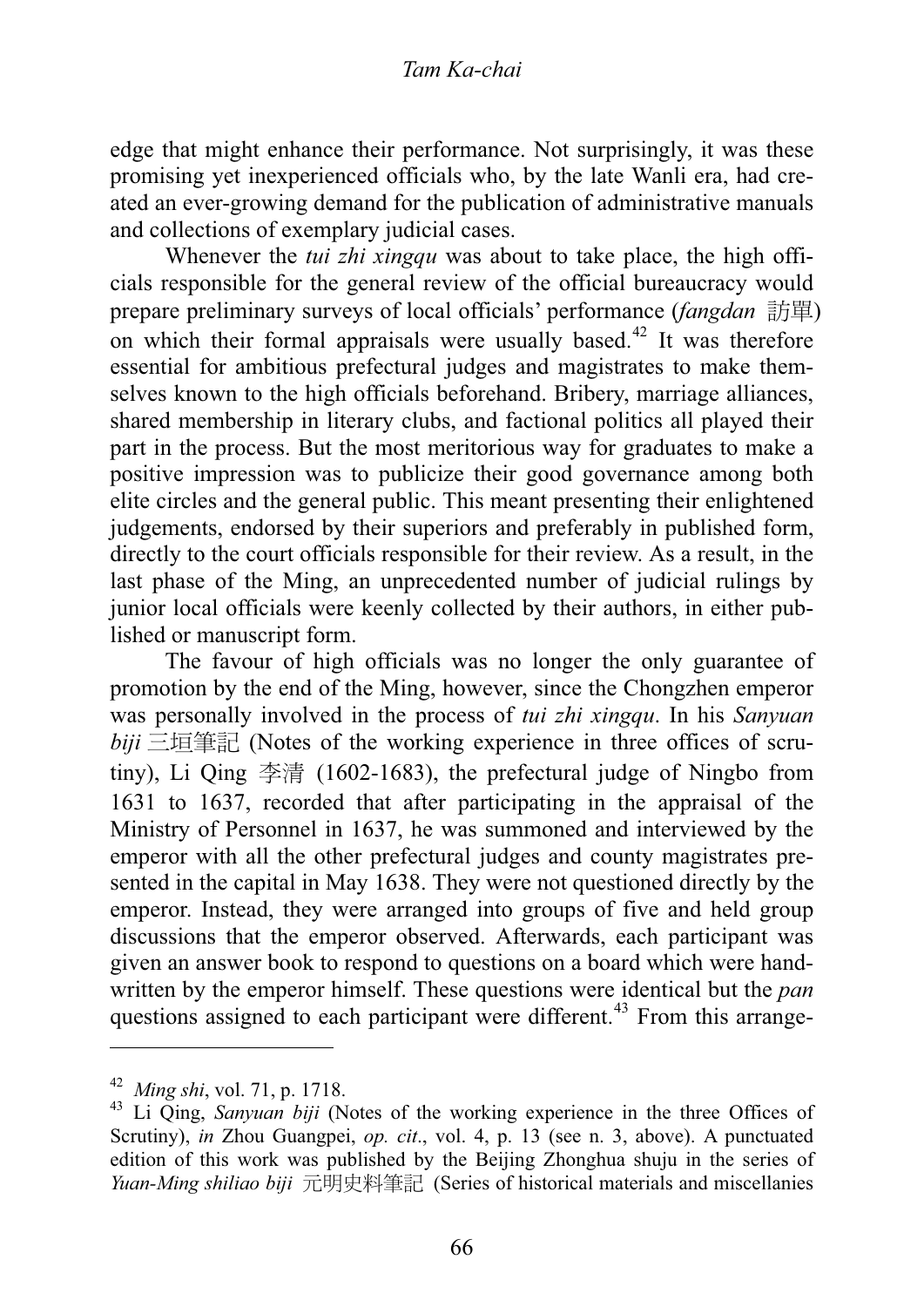edge that might enhance their performance. Not surprisingly, it was these promising yet inexperienced officials who, by the late Wanli era, had created an ever-growing demand for the publication of administrative manuals and collections of exemplary judicial cases.

Whenever the *tui zhi xingqu* was about to take place, the high officials responsible for the general review of the official bureaucracy would prepare preliminary surveys of local officials' performance (*fangdan* 訪單) on which their formal appraisals were usually based.[42] It was therefore essential for ambitious prefectural judges and magistrates to make themselves known to the high officials beforehand. Bribery, marriage alliances, shared membership in literary clubs, and factional politics all played their part in the process. But the most meritorious way for graduates to make a positive impression was to publicize their good governance among both elite circles and the general public. This meant presenting their enlightened judgements, endorsed by their superiors and preferably in published form, directly to the court officials responsible for their review. As a result, in the last phase of the Ming, an unprecedented number of judicial rulings by junior local officials were keenly collected by their authors, in either published or manuscript form.

The favour of high officials was no longer the only guarantee of promotion by the end of the Ming, however, since the Chongzhen emperor was personally involved in the process of *tui zhi xingqu*. In his *Sanyuan biji* 三垣筆記 (Notes of the working experience in three offices of scrutiny), Li Qing 李清 (1602-1683), the prefectural judge of Ningbo from 1631 to 1637, recorded that after participating in the appraisal of the Ministry of Personnel in 1637, he was summoned and interviewed by the emperor with all the other prefectural judges and county magistrates presented in the capital in May 1638. They were not questioned directly by the emperor. Instead, they were arranged into groups of five and held group discussions that the emperor observed. Afterwards, each participant was given an answer book to respond to questions on a board which were handwritten by the emperor himself. These questions were identical but the *pan* questions assigned to each participant were different.[43] From this arrange-

---

[42] *Ming shi*, vol. 71, p. 1718.

[43] Li Qing, *Sanyuan biji* (Notes of the working experience in the three Offices of Scrutiny), *in* Zhou Guangpei, *op. cit*., vol. 4, p. 13 (see n. 3, above). A punctuated edition of this work was published by the Beijing Zhonghua shuju in the series of *Yuan-Ming shiliao biji* 元明史料筆記 (Series of historical materials and miscellanies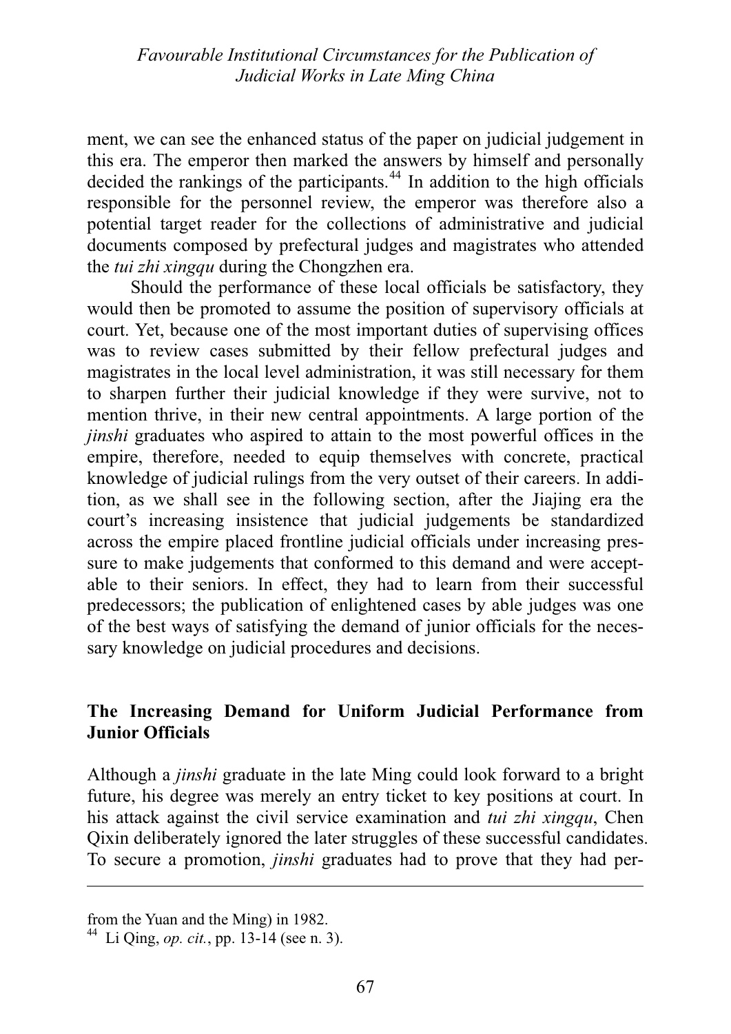ment, we can see the enhanced status of the paper on judicial judgement in this era. The emperor then marked the answers by himself and personally decided the rankings of the participants.[44] In addition to the high officials responsible for the personnel review, the emperor was therefore also a potential target reader for the collections of administrative and judicial documents composed by prefectural judges and magistrates who attended the *tui zhi xingqu* during the Chongzhen era.

Should the performance of these local officials be satisfactory, they would then be promoted to assume the position of supervisory officials at court. Yet, because one of the most important duties of supervising offices was to review cases submitted by their fellow prefectural judges and magistrates in the local level administration, it was still necessary for them to sharpen further their judicial knowledge if they were survive, not to mention thrive, in their new central appointments. A large portion of the *jinshi* graduates who aspired to attain to the most powerful offices in the empire, therefore, needed to equip themselves with concrete, practical knowledge of judicial rulings from the very outset of their careers. In addition, as we shall see in the following section, after the Jiajing era the court's increasing insistence that judicial judgements be standardized across the empire placed frontline judicial officials under increasing pressure to make judgements that conformed to this demand and were acceptable to their seniors. In effect, they had to learn from their successful predecessors; the publication of enlightened cases by able judges was one of the best ways of satisfying the demand of junior officials for the necessary knowledge on judicial procedures and decisions.

## The Increasing Demand for Uniform Judicial Performance from Junior Officials

Although a *jinshi* graduate in the late Ming could look forward to a bright future, his degree was merely an entry ticket to key positions at court. In his attack against the civil service examination and *tui zhi xingqu*, Chen Qixin deliberately ignored the later struggles of these successful candidates. To secure a promotion, *jinshi* graduates had to prove that they had per-

---

from the Yuan and the Ming) in 1982.

[44] Li Qing, *op. cit.*, pp. 13-14 (see n. 3).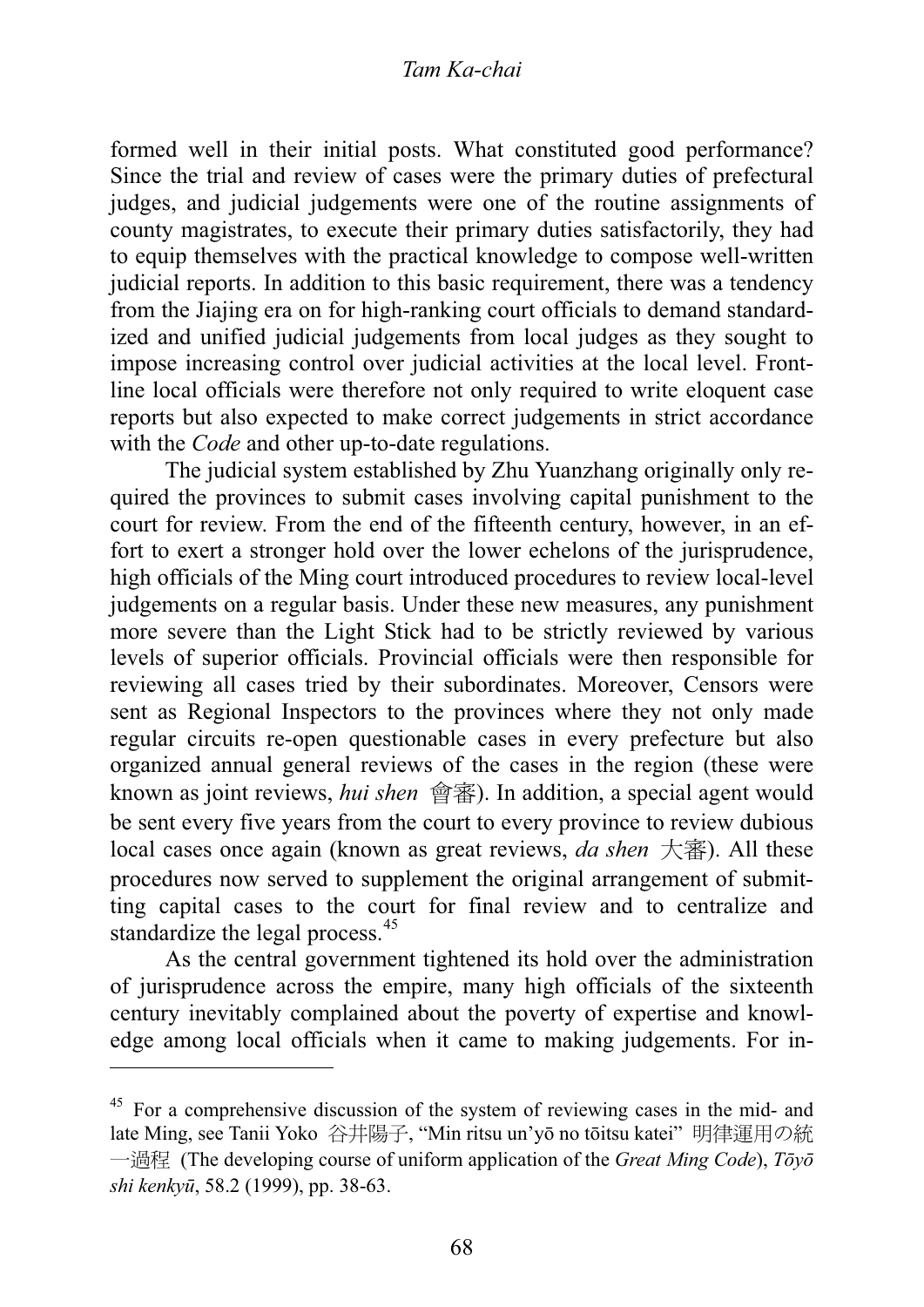formed well in their initial posts. What constituted good performance? Since the trial and review of cases were the primary duties of prefectural judges, and judicial judgements were one of the routine assignments of county magistrates, to execute their primary duties satisfactorily, they had to equip themselves with the practical knowledge to compose well-written judicial reports. In addition to this basic requirement, there was a tendency from the Jiajing era on for high-ranking court officials to demand standardized and unified judicial judgements from local judges as they sought to impose increasing control over judicial activities at the local level. Front-line local officials were therefore not only required to write eloquent case reports but also expected to make correct judgements in strict accordance with the *Code* and other up-to-date regulations.

The judicial system established by Zhu Yuanzhang originally only required the provinces to submit cases involving capital punishment to the court for review. From the end of the fifteenth century, however, in an effort to exert a stronger hold over the lower echelons of the jurisprudence, high officials of the Ming court introduced procedures to review local-level judgements on a regular basis. Under these new measures, any punishment more severe than the Light Stick had to be strictly reviewed by various levels of superior officials. Provincial officials were then responsible for reviewing all cases tried by their subordinates. Moreover, Censors were sent as Regional Inspectors to the provinces where they not only made regular circuits re-open questionable cases in every prefecture but also organized annual general reviews of the cases in the region (these were known as joint reviews, *hui shen* 會審). In addition, a special agent would be sent every five years from the court to every province to review dubious local cases once again (known as great reviews, *da shen* 大審). All these procedures now served to supplement the original arrangement of submitting capital cases to the court for final review and to centralize and standardize the legal process.[45]

As the central government tightened its hold over the administration of jurisprudence across the empire, many high officials of the sixteenth century inevitably complained about the poverty of expertise and knowledge among local officials when it came to making judgements. For in-

---

[45] For a comprehensive discussion of the system of reviewing cases in the mid- and late Ming, see Tanii Yoko 谷井陽子, "Min ritsu un'yō no tōitsu katei" 明律運用の統一過程 (The developing course of uniform application of the *Great Ming Code*), *Tōyō shi kenkyū*, 58.2 (1999), pp. 38-63.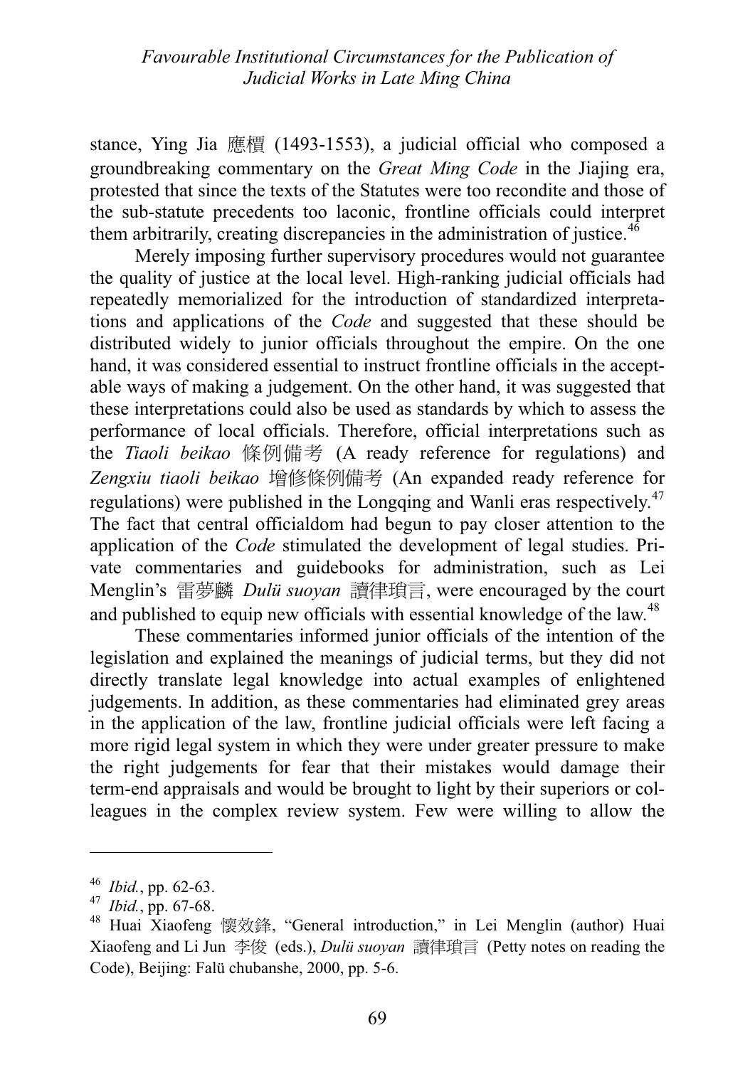stance, Ying Jia 應檟 (1493-1553), a judicial official who composed a groundbreaking commentary on the *Great Ming Code* in the Jiajing era, protested that since the texts of the Statutes were too recondite and those of the sub-statute precedents too laconic, frontline officials could interpret them arbitrarily, creating discrepancies in the administration of justice.[46]

Merely imposing further supervisory procedures would not guarantee the quality of justice at the local level. High-ranking judicial officials had repeatedly memorialized for the introduction of standardized interpretations and applications of the *Code* and suggested that these should be distributed widely to junior officials throughout the empire. On the one hand, it was considered essential to instruct frontline officials in the acceptable ways of making a judgement. On the other hand, it was suggested that these interpretations could also be used as standards by which to assess the performance of local officials. Therefore, official interpretations such as the *Tiaoli beikao* 條例備考 (A ready reference for regulations) and *Zengxiu tiaoli beikao* 增修條例備考 (An expanded ready reference for regulations) were published in the Longqing and Wanli eras respectively.[47] The fact that central officialdom had begun to pay closer attention to the application of the *Code* stimulated the development of legal studies. Private commentaries and guidebooks for administration, such as Lei Menglin's 雷夢麟 *Dulü suoyan* 讀律瑣言, were encouraged by the court and published to equip new officials with essential knowledge of the law.[48]

These commentaries informed junior officials of the intention of the legislation and explained the meanings of judicial terms, but they did not directly translate legal knowledge into actual examples of enlightened judgements. In addition, as these commentaries had eliminated grey areas in the application of the law, frontline judicial officials were left facing a more rigid legal system in which they were under greater pressure to make the right judgements for fear that their mistakes would damage their term-end appraisals and would be brought to light by their superiors or colleagues in the complex review system. Few were willing to allow the

---

[46] *Ibid.*, pp. 62-63.

[47] *Ibid.*, pp. 67-68.

[48] Huai Xiaofeng 懷效鋒, "General introduction," in Lei Menglin (author) Huai Xiaofeng and Li Jun 李俊 (eds.), *Dulü suoyan* 讀律瑣言 (Petty notes on reading the Code), Beijing: Falü chubanshe, 2000, pp. 5-6.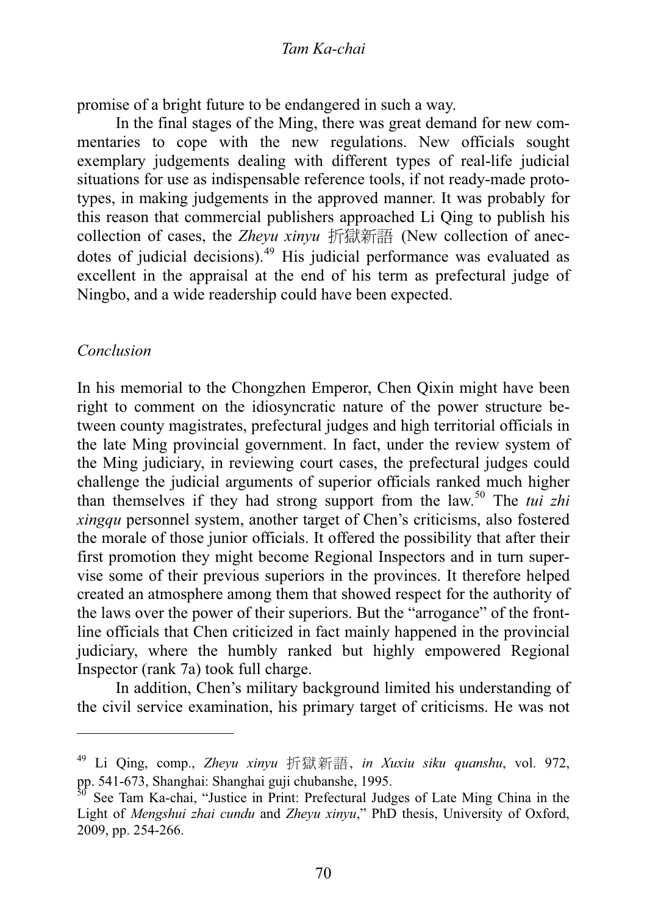promise of a bright future to be endangered in such a way.

In the final stages of the Ming, there was great demand for new commentaries to cope with the new regulations. New officials sought exemplary judgements dealing with different types of real-life judicial situations for use as indispensable reference tools, if not ready-made prototypes, in making judgements in the approved manner. It was probably for this reason that commercial publishers approached Li Qing to publish his collection of cases, the *Zheyu xinyu* 折獄新語 (New collection of anecdotes of judicial decisions).[49] His judicial performance was evaluated as excellent in the appraisal at the end of his term as prefectural judge of Ningbo, and a wide readership could have been expected.

## *Conclusion*

In his memorial to the Chongzhen Emperor, Chen Qixin might have been right to comment on the idiosyncratic nature of the power structure between county magistrates, prefectural judges and high territorial officials in the late Ming provincial government. In fact, under the review system of the Ming judiciary, in reviewing court cases, the prefectural judges could challenge the judicial arguments of superior officials ranked much higher than themselves if they had strong support from the law.[50] The *tui zhi xingqu* personnel system, another target of Chen's criticisms, also fostered the morale of those junior officials. It offered the possibility that after their first promotion they might become Regional Inspectors and in turn supervise some of their previous superiors in the provinces. It therefore helped created an atmosphere among them that showed respect for the authority of the laws over the power of their superiors. But the "arrogance" of the front-line officials that Chen criticized in fact mainly happened in the provincial judiciary, where the humbly ranked but highly empowered Regional Inspector (rank 7a) took full charge.

In addition, Chen's military background limited his understanding of the civil service examination, his primary target of criticisms. He was not

---

[49] Li Qing, comp., *Zheyu xinyu* 折獄新語, *in Xuxiu siku quanshu*, vol. 972, pp. 541-673, Shanghai: Shanghai guji chubanshe, 1995.

[50] See Tam Ka-chai, "Justice in Print: Prefectural Judges of Late Ming China in the Light of *Mengshui zhai cundu* and *Zheyu xinyu*," PhD thesis, University of Oxford, 2009, pp. 254-266.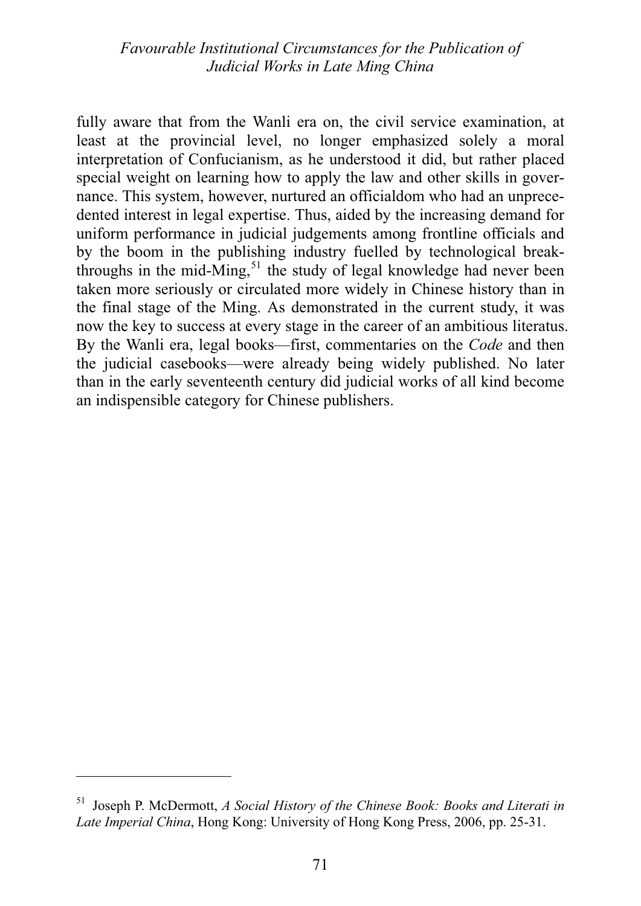fully aware that from the Wanli era on, the civil service examination, at least at the provincial level, no longer emphasized solely a moral interpretation of Confucianism, as he understood it did, but rather placed special weight on learning how to apply the law and other skills in governance. This system, however, nurtured an officialdom who had an unprecedented interest in legal expertise. Thus, aided by the increasing demand for uniform performance in judicial judgements among frontline officials and by the boom in the publishing industry fuelled by technological breakthroughs in the mid-Ming,[51] the study of legal knowledge had never been taken more seriously or circulated more widely in Chinese history than in the final stage of the Ming. As demonstrated in the current study, it was now the key to success at every stage in the career of an ambitious literatus. By the Wanli era, legal books—first, commentaries on the *Code* and then the judicial casebooks—were already being widely published. No later than in the early seventeenth century did judicial works of all kind become an indispensable category for Chinese publishers.

[51] Joseph P. McDermott, *A Social History of the Chinese Book: Books and Literati in Late Imperial China*, Hong Kong: University of Hong Kong Press, 2006, pp. 25-31.